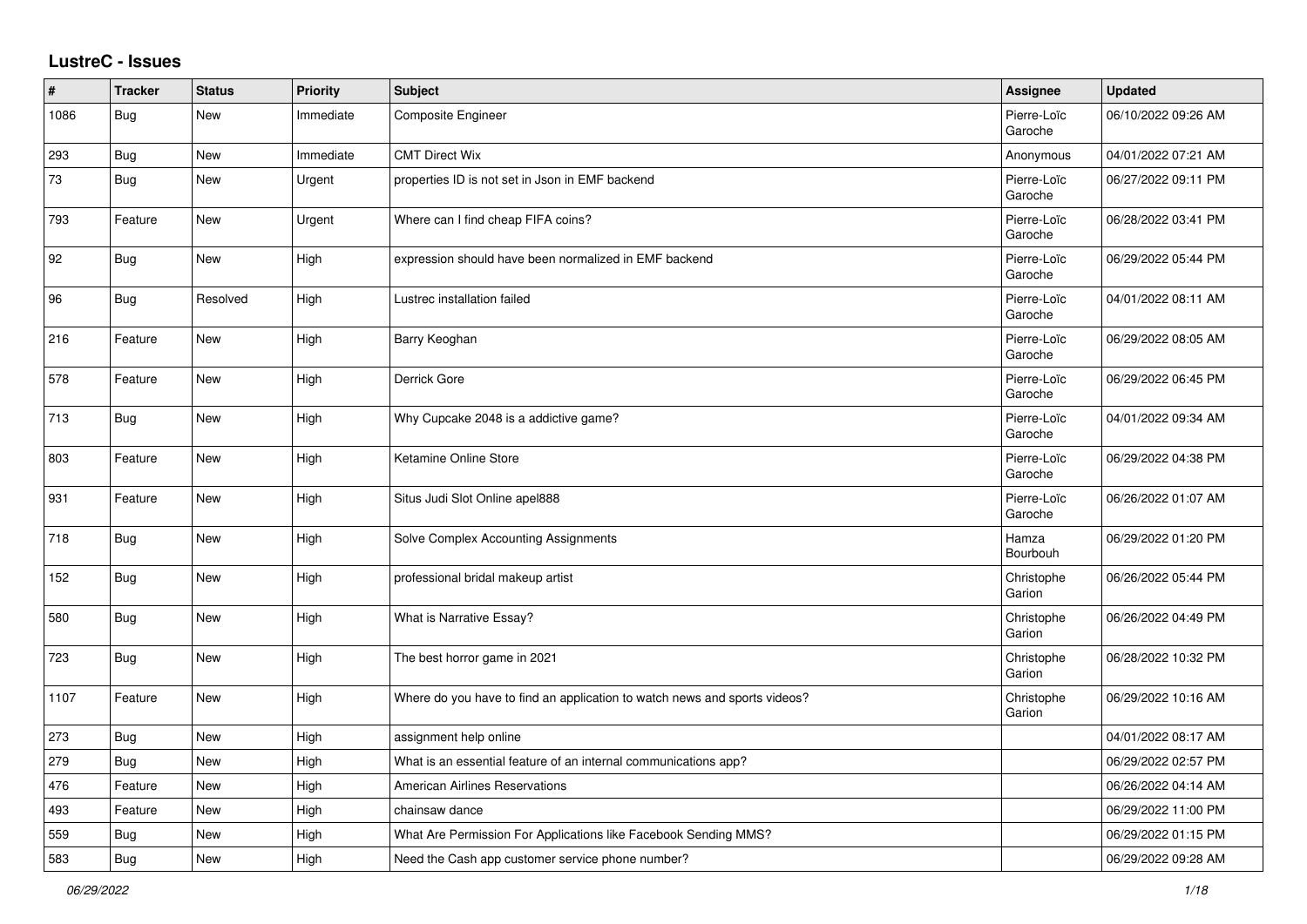## LustreC - Issues

| # | Tracker | Status | Priority | Subject | Assignee | Updated |
|---|---|---|---|---|---|---|
| 1086 | Bug | New | Immediate | Composite Engineer | Pierre-Loïc Garoche | 06/10/2022 09:26 AM |
| 293 | Bug | New | Immediate | CMT Direct Wix | Anonymous | 04/01/2022 07:21 AM |
| 73 | Bug | New | Urgent | properties ID is not set in Json in EMF backend | Pierre-Loïc Garoche | 06/27/2022 09:11 PM |
| 793 | Feature | New | Urgent | Where can I find cheap FIFA coins? | Pierre-Loïc Garoche | 06/28/2022 03:41 PM |
| 92 | Bug | New | High | expression should have been normalized in EMF backend | Pierre-Loïc Garoche | 06/29/2022 05:44 PM |
| 96 | Bug | Resolved | High | Lustrec installation failed | Pierre-Loïc Garoche | 04/01/2022 08:11 AM |
| 216 | Feature | New | High | Barry Keoghan | Pierre-Loïc Garoche | 06/29/2022 08:05 AM |
| 578 | Feature | New | High | Derrick Gore | Pierre-Loïc Garoche | 06/29/2022 06:45 PM |
| 713 | Bug | New | High | Why Cupcake 2048 is a addictive game? | Pierre-Loïc Garoche | 04/01/2022 09:34 AM |
| 803 | Feature | New | High | Ketamine Online Store | Pierre-Loïc Garoche | 06/29/2022 04:38 PM |
| 931 | Feature | New | High | Situs Judi Slot Online apel888 | Pierre-Loïc Garoche | 06/26/2022 01:07 AM |
| 718 | Bug | New | High | Solve Complex Accounting Assignments | Hamza Bourbouh | 06/29/2022 01:20 PM |
| 152 | Bug | New | High | professional bridal makeup artist | Christophe Garion | 06/26/2022 05:44 PM |
| 580 | Bug | New | High | What is Narrative Essay? | Christophe Garion | 06/26/2022 04:49 PM |
| 723 | Bug | New | High | The best horror game in 2021 | Christophe Garion | 06/28/2022 10:32 PM |
| 1107 | Feature | New | High | Where do you have to find an application to watch news and sports videos? | Christophe Garion | 06/29/2022 10:16 AM |
| 273 | Bug | New | High | assignment help online | | 04/01/2022 08:17 AM |
| 279 | Bug | New | High | What is an essential feature of an internal communications app? | | 06/29/2022 02:57 PM |
| 476 | Feature | New | High | American Airlines Reservations | | 06/26/2022 04:14 AM |
| 493 | Feature | New | High | chainsaw dance | | 06/29/2022 11:00 PM |
| 559 | Bug | New | High | What Are Permission For Applications like Facebook Sending MMS? | | 06/29/2022 01:15 PM |
| 583 | Bug | New | High | Need the Cash app customer service phone number? | | 06/29/2022 09:28 AM |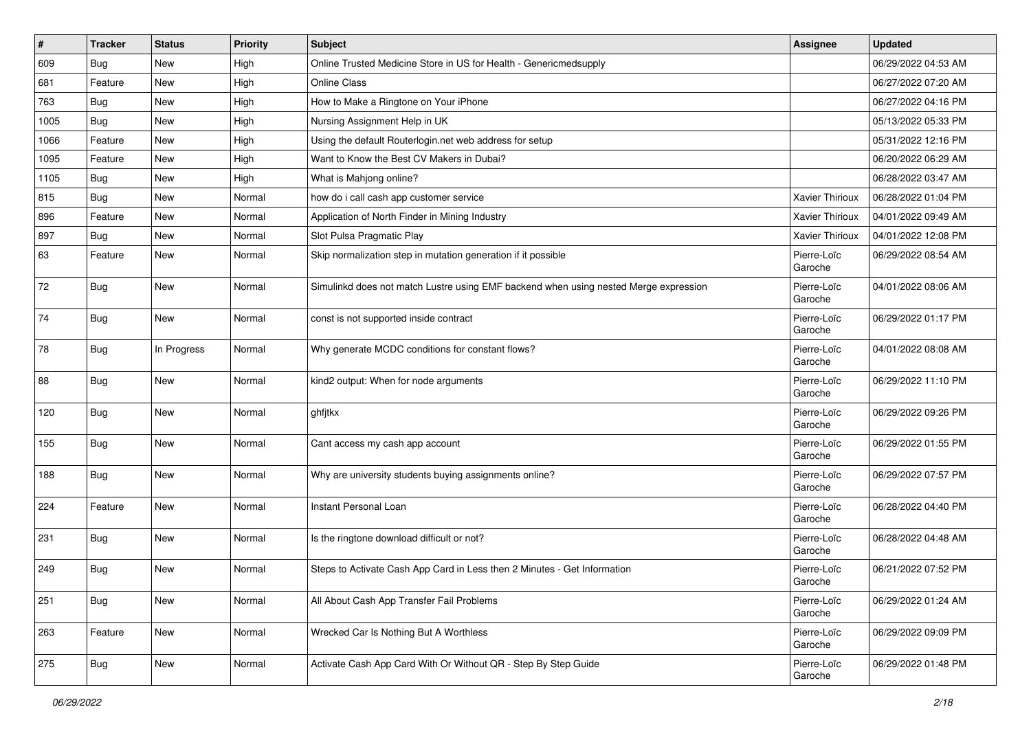| # | Tracker | Status | Priority | Subject | Assignee | Updated |
|---|---|---|---|---|---|---|
| 609 | Bug | New | High | Online Trusted Medicine Store in US for Health - Genericmedsupply | | 06/29/2022 04:53 AM |
| 681 | Feature | New | High | Online Class | | 06/27/2022 07:20 AM |
| 763 | Bug | New | High | How to Make a Ringtone on Your iPhone | | 06/27/2022 04:16 PM |
| 1005 | Bug | New | High | Nursing Assignment Help in UK | | 05/13/2022 05:33 PM |
| 1066 | Feature | New | High | Using the default Routerlogin.net web address for setup | | 05/31/2022 12:16 PM |
| 1095 | Feature | New | High | Want to Know the Best CV Makers in Dubai? | | 06/20/2022 06:29 AM |
| 1105 | Bug | New | High | What is Mahjong online? | | 06/28/2022 03:47 AM |
| 815 | Bug | New | Normal | how do i call cash app customer service | Xavier Thirioux | 06/28/2022 01:04 PM |
| 896 | Feature | New | Normal | Application of North Finder in Mining Industry | Xavier Thirioux | 04/01/2022 09:49 AM |
| 897 | Bug | New | Normal | Slot Pulsa Pragmatic Play | Xavier Thirioux | 04/01/2022 12:08 PM |
| 63 | Feature | New | Normal | Skip normalization step in mutation generation if it possible | Pierre-Loïc Garoche | 06/29/2022 08:54 AM |
| 72 | Bug | New | Normal | Simulinkd does not match Lustre using EMF backend when using nested Merge expression | Pierre-Loïc Garoche | 04/01/2022 08:06 AM |
| 74 | Bug | New | Normal | const is not supported inside contract | Pierre-Loïc Garoche | 06/29/2022 01:17 PM |
| 78 | Bug | In Progress | Normal | Why generate MCDC conditions for constant flows? | Pierre-Loïc Garoche | 04/01/2022 08:08 AM |
| 88 | Bug | New | Normal | kind2 output: When for node arguments | Pierre-Loïc Garoche | 06/29/2022 11:10 PM |
| 120 | Bug | New | Normal | ghfjtkx | Pierre-Loïc Garoche | 06/29/2022 09:26 PM |
| 155 | Bug | New | Normal | Cant access my cash app account | Pierre-Loïc Garoche | 06/29/2022 01:55 PM |
| 188 | Bug | New | Normal | Why are university students buying assignments online? | Pierre-Loïc Garoche | 06/29/2022 07:57 PM |
| 224 | Feature | New | Normal | Instant Personal Loan | Pierre-Loïc Garoche | 06/28/2022 04:40 PM |
| 231 | Bug | New | Normal | Is the ringtone download difficult or not? | Pierre-Loïc Garoche | 06/28/2022 04:48 AM |
| 249 | Bug | New | Normal | Steps to Activate Cash App Card in Less then 2 Minutes - Get Information | Pierre-Loïc Garoche | 06/21/2022 07:52 PM |
| 251 | Bug | New | Normal | All About Cash App Transfer Fail Problems | Pierre-Loïc Garoche | 06/29/2022 01:24 AM |
| 263 | Feature | New | Normal | Wrecked Car Is Nothing But A Worthless | Pierre-Loïc Garoche | 06/29/2022 09:09 PM |
| 275 | Bug | New | Normal | Activate Cash App Card With Or Without QR - Step By Step Guide | Pierre-Loïc Garoche | 06/29/2022 01:48 PM |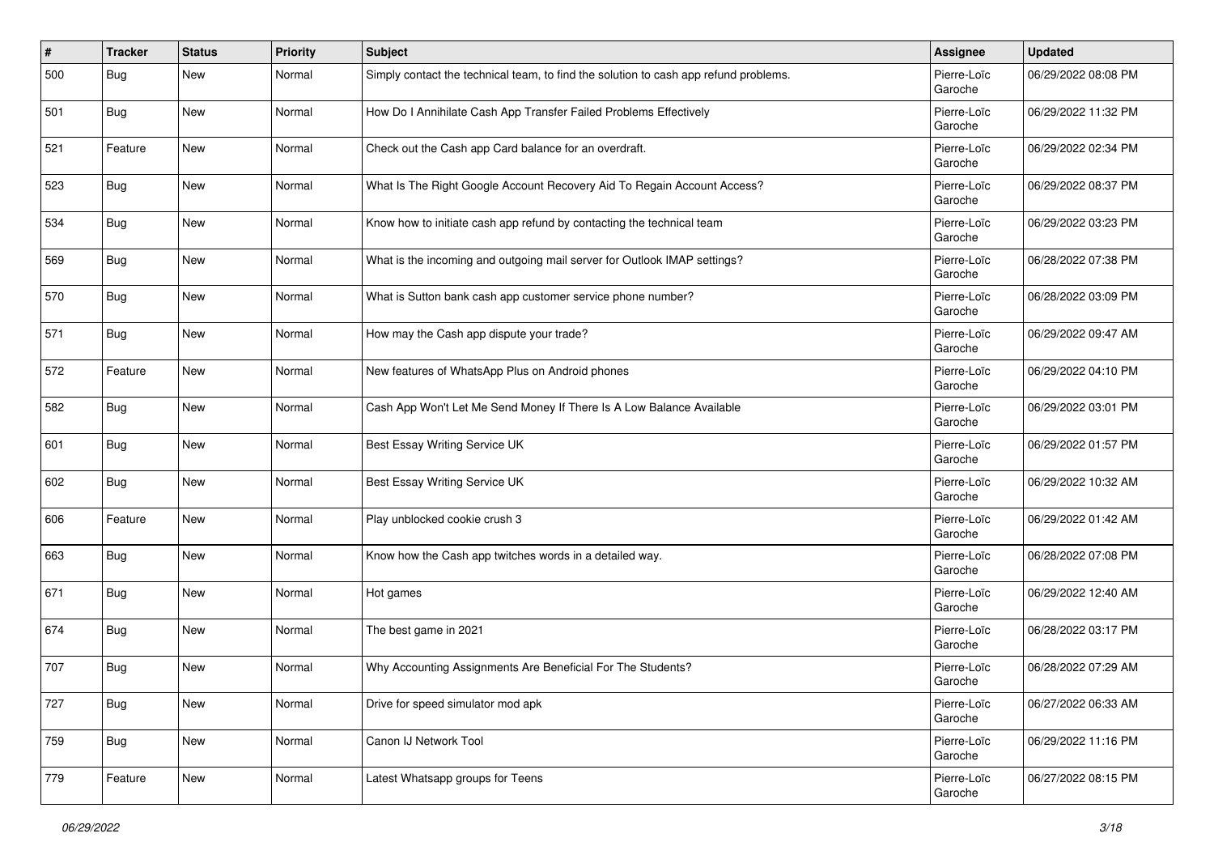| # | Tracker | Status | Priority | Subject | Assignee | Updated |
|---|---|---|---|---|---|---|
| 500 | Bug | New | Normal | Simply contact the technical team, to find the solution to cash app refund problems. | Pierre-Loïc Garoche | 06/29/2022 08:08 PM |
| 501 | Bug | New | Normal | How Do I Annihilate Cash App Transfer Failed Problems Effectively | Pierre-Loïc Garoche | 06/29/2022 11:32 PM |
| 521 | Feature | New | Normal | Check out the Cash app Card balance for an overdraft. | Pierre-Loïc Garoche | 06/29/2022 02:34 PM |
| 523 | Bug | New | Normal | What Is The Right Google Account Recovery Aid To Regain Account Access? | Pierre-Loïc Garoche | 06/29/2022 08:37 PM |
| 534 | Bug | New | Normal | Know how to initiate cash app refund by contacting the technical team | Pierre-Loïc Garoche | 06/29/2022 03:23 PM |
| 569 | Bug | New | Normal | What is the incoming and outgoing mail server for Outlook IMAP settings? | Pierre-Loïc Garoche | 06/28/2022 07:38 PM |
| 570 | Bug | New | Normal | What is Sutton bank cash app customer service phone number? | Pierre-Loïc Garoche | 06/28/2022 03:09 PM |
| 571 | Bug | New | Normal | How may the Cash app dispute your trade? | Pierre-Loïc Garoche | 06/29/2022 09:47 AM |
| 572 | Feature | New | Normal | New features of WhatsApp Plus on Android phones | Pierre-Loïc Garoche | 06/29/2022 04:10 PM |
| 582 | Bug | New | Normal | Cash App Won't Let Me Send Money If There Is A Low Balance Available | Pierre-Loïc Garoche | 06/29/2022 03:01 PM |
| 601 | Bug | New | Normal | Best Essay Writing Service UK | Pierre-Loïc Garoche | 06/29/2022 01:57 PM |
| 602 | Bug | New | Normal | Best Essay Writing Service UK | Pierre-Loïc Garoche | 06/29/2022 10:32 AM |
| 606 | Feature | New | Normal | Play unblocked cookie crush 3 | Pierre-Loïc Garoche | 06/29/2022 01:42 AM |
| 663 | Bug | New | Normal | Know how the Cash app twitches words in a detailed way. | Pierre-Loïc Garoche | 06/28/2022 07:08 PM |
| 671 | Bug | New | Normal | Hot games | Pierre-Loïc Garoche | 06/29/2022 12:40 AM |
| 674 | Bug | New | Normal | The best game in 2021 | Pierre-Loïc Garoche | 06/28/2022 03:17 PM |
| 707 | Bug | New | Normal | Why Accounting Assignments Are Beneficial For The Students? | Pierre-Loïc Garoche | 06/28/2022 07:29 AM |
| 727 | Bug | New | Normal | Drive for speed simulator mod apk | Pierre-Loïc Garoche | 06/27/2022 06:33 AM |
| 759 | Bug | New | Normal | Canon IJ Network Tool | Pierre-Loïc Garoche | 06/29/2022 11:16 PM |
| 779 | Feature | New | Normal | Latest Whatsapp groups for Teens | Pierre-Loïc Garoche | 06/27/2022 08:15 PM |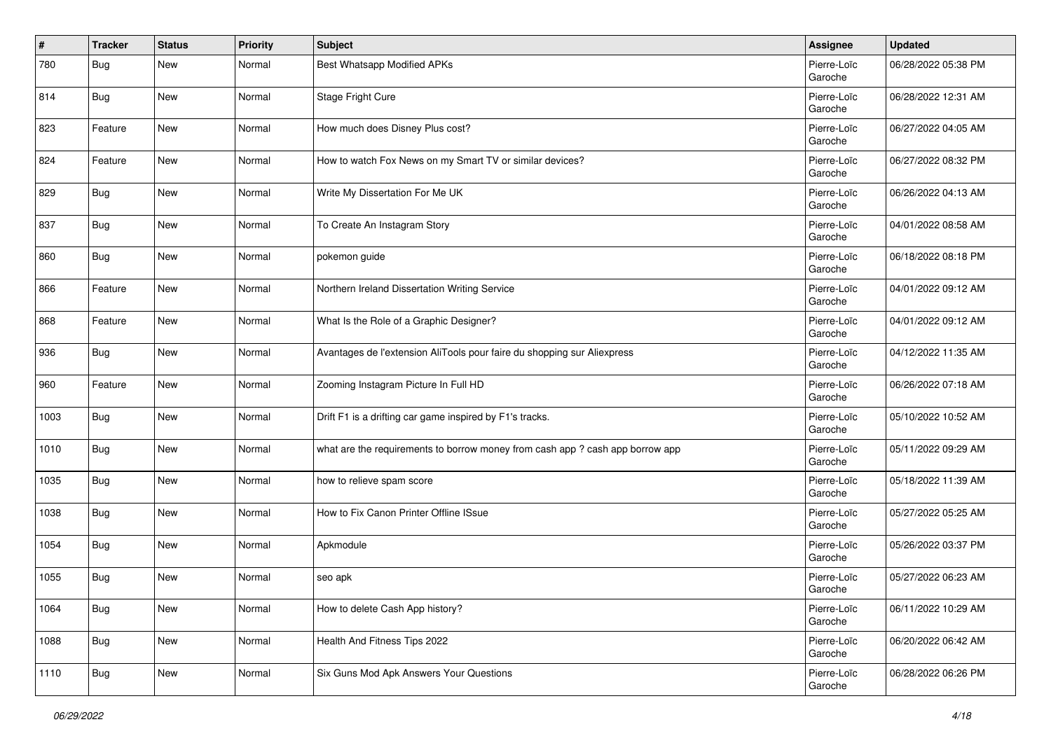| # | Tracker | Status | Priority | Subject | Assignee | Updated |
|---|---|---|---|---|---|---|
| 780 | Bug | New | Normal | Best Whatsapp Modified APKs | Pierre-Loïc Garoche | 06/28/2022 05:38 PM |
| 814 | Bug | New | Normal | Stage Fright Cure | Pierre-Loïc Garoche | 06/28/2022 12:31 AM |
| 823 | Feature | New | Normal | How much does Disney Plus cost? | Pierre-Loïc Garoche | 06/27/2022 04:05 AM |
| 824 | Feature | New | Normal | How to watch Fox News on my Smart TV or similar devices? | Pierre-Loïc Garoche | 06/27/2022 08:32 PM |
| 829 | Bug | New | Normal | Write My Dissertation For Me UK | Pierre-Loïc Garoche | 06/26/2022 04:13 AM |
| 837 | Bug | New | Normal | To Create An Instagram Story | Pierre-Loïc Garoche | 04/01/2022 08:58 AM |
| 860 | Bug | New | Normal | pokemon guide | Pierre-Loïc Garoche | 06/18/2022 08:18 PM |
| 866 | Feature | New | Normal | Northern Ireland Dissertation Writing Service | Pierre-Loïc Garoche | 04/01/2022 09:12 AM |
| 868 | Feature | New | Normal | What Is the Role of a Graphic Designer? | Pierre-Loïc Garoche | 04/01/2022 09:12 AM |
| 936 | Bug | New | Normal | Avantages de l'extension AliTools pour faire du shopping sur Aliexpress | Pierre-Loïc Garoche | 04/12/2022 11:35 AM |
| 960 | Feature | New | Normal | Zooming Instagram Picture In Full HD | Pierre-Loïc Garoche | 06/26/2022 07:18 AM |
| 1003 | Bug | New | Normal | Drift F1 is a drifting car game inspired by F1's tracks. | Pierre-Loïc Garoche | 05/10/2022 10:52 AM |
| 1010 | Bug | New | Normal | what are the requirements to borrow money from cash app ? cash app borrow app | Pierre-Loïc Garoche | 05/11/2022 09:29 AM |
| 1035 | Bug | New | Normal | how to relieve spam score | Pierre-Loïc Garoche | 05/18/2022 11:39 AM |
| 1038 | Bug | New | Normal | How to Fix Canon Printer Offline ISsue | Pierre-Loïc Garoche | 05/27/2022 05:25 AM |
| 1054 | Bug | New | Normal | Apkmodule | Pierre-Loïc Garoche | 05/26/2022 03:37 PM |
| 1055 | Bug | New | Normal | seo apk | Pierre-Loïc Garoche | 05/27/2022 06:23 AM |
| 1064 | Bug | New | Normal | How to delete Cash App history? | Pierre-Loïc Garoche | 06/11/2022 10:29 AM |
| 1088 | Bug | New | Normal | Health And Fitness Tips 2022 | Pierre-Loïc Garoche | 06/20/2022 06:42 AM |
| 1110 | Bug | New | Normal | Six Guns Mod Apk Answers Your Questions | Pierre-Loïc Garoche | 06/28/2022 06:26 PM |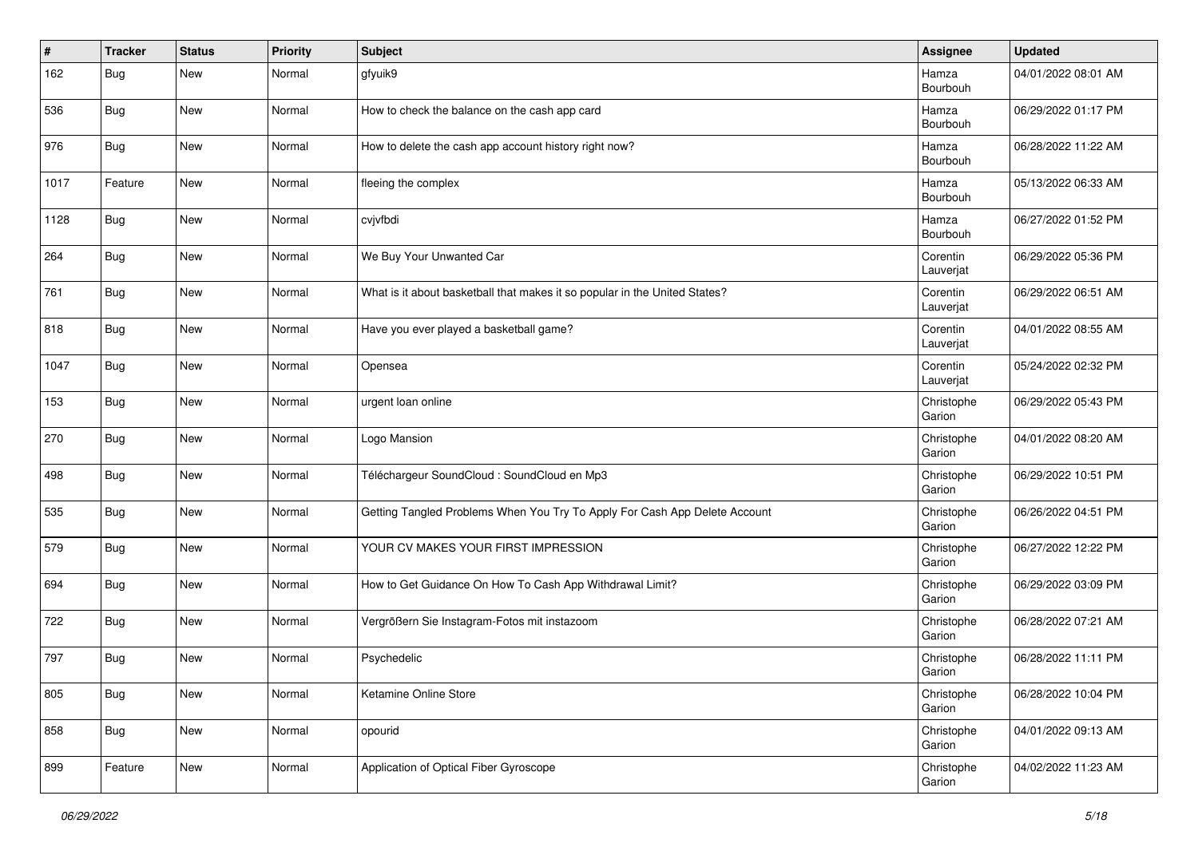| # | Tracker | Status | Priority | Subject | Assignee | Updated |
|---|---|---|---|---|---|---|
| 162 | Bug | New | Normal | gfyuik9 | Hamza Bourbouh | 04/01/2022 08:01 AM |
| 536 | Bug | New | Normal | How to check the balance on the cash app card | Hamza Bourbouh | 06/29/2022 01:17 PM |
| 976 | Bug | New | Normal | How to delete the cash app account history right now? | Hamza Bourbouh | 06/28/2022 11:22 AM |
| 1017 | Feature | New | Normal | fleeing the complex | Hamza Bourbouh | 05/13/2022 06:33 AM |
| 1128 | Bug | New | Normal | cvjvfbdi | Hamza Bourbouh | 06/27/2022 01:52 PM |
| 264 | Bug | New | Normal | We Buy Your Unwanted Car | Corentin Lauverjat | 06/29/2022 05:36 PM |
| 761 | Bug | New | Normal | What is it about basketball that makes it so popular in the United States? | Corentin Lauverjat | 06/29/2022 06:51 AM |
| 818 | Bug | New | Normal | Have you ever played a basketball game? | Corentin Lauverjat | 04/01/2022 08:55 AM |
| 1047 | Bug | New | Normal | Opensea | Corentin Lauverjat | 05/24/2022 02:32 PM |
| 153 | Bug | New | Normal | urgent loan online | Christophe Garion | 06/29/2022 05:43 PM |
| 270 | Bug | New | Normal | Logo Mansion | Christophe Garion | 04/01/2022 08:20 AM |
| 498 | Bug | New | Normal | Téléchargeur SoundCloud : SoundCloud en Mp3 | Christophe Garion | 06/29/2022 10:51 PM |
| 535 | Bug | New | Normal | Getting Tangled Problems When You Try To Apply For Cash App Delete Account | Christophe Garion | 06/26/2022 04:51 PM |
| 579 | Bug | New | Normal | YOUR CV MAKES YOUR FIRST IMPRESSION | Christophe Garion | 06/27/2022 12:22 PM |
| 694 | Bug | New | Normal | How to Get Guidance On How To Cash App Withdrawal Limit? | Christophe Garion | 06/29/2022 03:09 PM |
| 722 | Bug | New | Normal | Vergrößern Sie Instagram-Fotos mit instazoom | Christophe Garion | 06/28/2022 07:21 AM |
| 797 | Bug | New | Normal | Psychedelic | Christophe Garion | 06/28/2022 11:11 PM |
| 805 | Bug | New | Normal | Ketamine Online Store | Christophe Garion | 06/28/2022 10:04 PM |
| 858 | Bug | New | Normal | opourid | Christophe Garion | 04/01/2022 09:13 AM |
| 899 | Feature | New | Normal | Application of Optical Fiber Gyroscope | Christophe Garion | 04/02/2022 11:23 AM |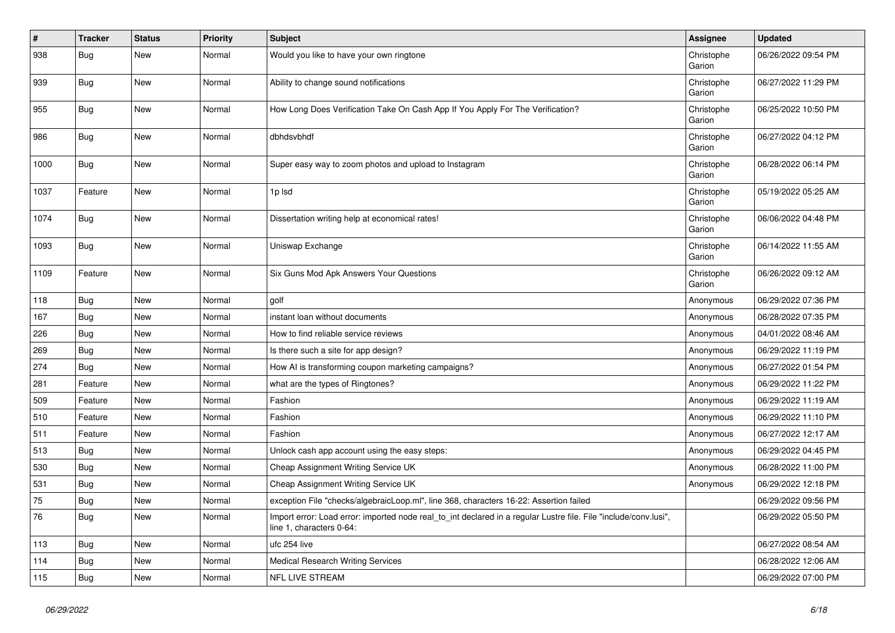| # | Tracker | Status | Priority | Subject | Assignee | Updated |
|---|---|---|---|---|---|---|
| 938 | Bug | New | Normal | Would you like to have your own ringtone | Christophe Garion | 06/26/2022 09:54 PM |
| 939 | Bug | New | Normal | Ability to change sound notifications | Christophe Garion | 06/27/2022 11:29 PM |
| 955 | Bug | New | Normal | How Long Does Verification Take On Cash App If You Apply For The Verification? | Christophe Garion | 06/25/2022 10:50 PM |
| 986 | Bug | New | Normal | dbhdsvbhdf | Christophe Garion | 06/27/2022 04:12 PM |
| 1000 | Bug | New | Normal | Super easy way to zoom photos and upload to Instagram | Christophe Garion | 06/28/2022 06:14 PM |
| 1037 | Feature | New | Normal | 1p lsd | Christophe Garion | 05/19/2022 05:25 AM |
| 1074 | Bug | New | Normal | Dissertation writing help at economical rates! | Christophe Garion | 06/06/2022 04:48 PM |
| 1093 | Bug | New | Normal | Uniswap Exchange | Christophe Garion | 06/14/2022 11:55 AM |
| 1109 | Feature | New | Normal | Six Guns Mod Apk Answers Your Questions | Christophe Garion | 06/26/2022 09:12 AM |
| 118 | Bug | New | Normal | golf | Anonymous | 06/29/2022 07:36 PM |
| 167 | Bug | New | Normal | instant loan without documents | Anonymous | 06/28/2022 07:35 PM |
| 226 | Bug | New | Normal | How to find reliable service reviews | Anonymous | 04/01/2022 08:46 AM |
| 269 | Bug | New | Normal | Is there such a site for app design? | Anonymous | 06/29/2022 11:19 PM |
| 274 | Bug | New | Normal | How AI is transforming coupon marketing campaigns? | Anonymous | 06/27/2022 01:54 PM |
| 281 | Feature | New | Normal | what are the types of Ringtones? | Anonymous | 06/29/2022 11:22 PM |
| 509 | Feature | New | Normal | Fashion | Anonymous | 06/29/2022 11:19 AM |
| 510 | Feature | New | Normal | Fashion | Anonymous | 06/29/2022 11:10 PM |
| 511 | Feature | New | Normal | Fashion | Anonymous | 06/27/2022 12:17 AM |
| 513 | Bug | New | Normal | Unlock cash app account using the easy steps: | Anonymous | 06/29/2022 04:45 PM |
| 530 | Bug | New | Normal | Cheap Assignment Writing Service UK | Anonymous | 06/28/2022 11:00 PM |
| 531 | Bug | New | Normal | Cheap Assignment Writing Service UK | Anonymous | 06/29/2022 12:18 PM |
| 75 | Bug | New | Normal | exception File "checks/algebraicLoop.ml", line 368, characters 16-22: Assertion failed | | 06/29/2022 09:56 PM |
| 76 | Bug | New | Normal | Import error: Load error: imported node real_to_int declared in a regular Lustre file. File "include/conv.lusi", line 1, characters 0-64: | | 06/29/2022 05:50 PM |
| 113 | Bug | New | Normal | ufc 254 live | | 06/27/2022 08:54 AM |
| 114 | Bug | New | Normal | Medical Research Writing Services | | 06/28/2022 12:06 AM |
| 115 | Bug | New | Normal | NFL LIVE STREAM | | 06/29/2022 07:00 PM |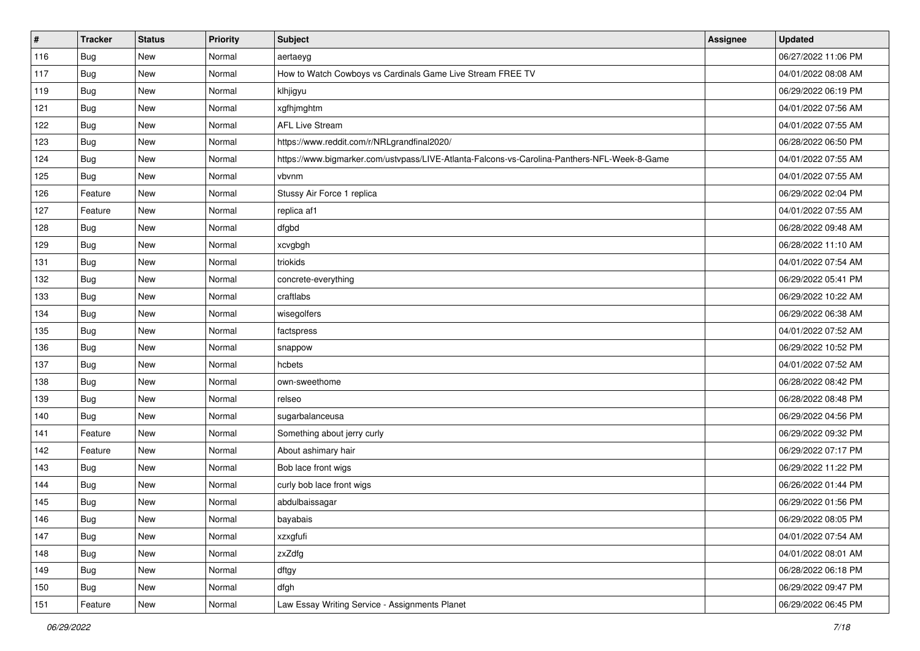| # | Tracker | Status | Priority | Subject | Assignee | Updated |
|---|---|---|---|---|---|---|
| 116 | Bug | New | Normal | aertaeyg | | 06/27/2022 11:06 PM |
| 117 | Bug | New | Normal | How to Watch Cowboys vs Cardinals Game Live Stream FREE TV | | 04/01/2022 08:08 AM |
| 119 | Bug | New | Normal | klhjigyu | | 06/29/2022 06:19 PM |
| 121 | Bug | New | Normal | xgfhjmghtm | | 04/01/2022 07:56 AM |
| 122 | Bug | New | Normal | AFL Live Stream | | 04/01/2022 07:55 AM |
| 123 | Bug | New | Normal | https://www.reddit.com/r/NRLgrandfinal2020/ | | 06/28/2022 06:50 PM |
| 124 | Bug | New | Normal | https://www.bigmarker.com/ustvpass/LIVE-Atlanta-Falcons-vs-Carolina-Panthers-NFL-Week-8-Game | | 04/01/2022 07:55 AM |
| 125 | Bug | New | Normal | vbvnm | | 04/01/2022 07:55 AM |
| 126 | Feature | New | Normal | Stussy Air Force 1 replica | | 06/29/2022 02:04 PM |
| 127 | Feature | New | Normal | replica af1 | | 04/01/2022 07:55 AM |
| 128 | Bug | New | Normal | dfgbd | | 06/28/2022 09:48 AM |
| 129 | Bug | New | Normal | xcvgbgh | | 06/28/2022 11:10 AM |
| 131 | Bug | New | Normal | triokids | | 04/01/2022 07:54 AM |
| 132 | Bug | New | Normal | concrete-everything | | 06/29/2022 05:41 PM |
| 133 | Bug | New | Normal | craftlabs | | 06/29/2022 10:22 AM |
| 134 | Bug | New | Normal | wisegolfers | | 06/29/2022 06:38 AM |
| 135 | Bug | New | Normal | factspress | | 04/01/2022 07:52 AM |
| 136 | Bug | New | Normal | snappow | | 06/29/2022 10:52 PM |
| 137 | Bug | New | Normal | hcbets | | 04/01/2022 07:52 AM |
| 138 | Bug | New | Normal | own-sweethome | | 06/28/2022 08:42 PM |
| 139 | Bug | New | Normal | relseo | | 06/28/2022 08:48 PM |
| 140 | Bug | New | Normal | sugarbalanceusa | | 06/29/2022 04:56 PM |
| 141 | Feature | New | Normal | Something about jerry curly | | 06/29/2022 09:32 PM |
| 142 | Feature | New | Normal | About ashimary hair | | 06/29/2022 07:17 PM |
| 143 | Bug | New | Normal | Bob lace front wigs | | 06/29/2022 11:22 PM |
| 144 | Bug | New | Normal | curly bob lace front wigs | | 06/26/2022 01:44 PM |
| 145 | Bug | New | Normal | abdulbaissagar | | 06/29/2022 01:56 PM |
| 146 | Bug | New | Normal | bayabais | | 06/29/2022 08:05 PM |
| 147 | Bug | New | Normal | xzxgfufi | | 04/01/2022 07:54 AM |
| 148 | Bug | New | Normal | zxZdfg | | 04/01/2022 08:01 AM |
| 149 | Bug | New | Normal | dftgy | | 06/28/2022 06:18 PM |
| 150 | Bug | New | Normal | dfgh | | 06/29/2022 09:47 PM |
| 151 | Feature | New | Normal | Law Essay Writing Service - Assignments Planet | | 06/29/2022 06:45 PM |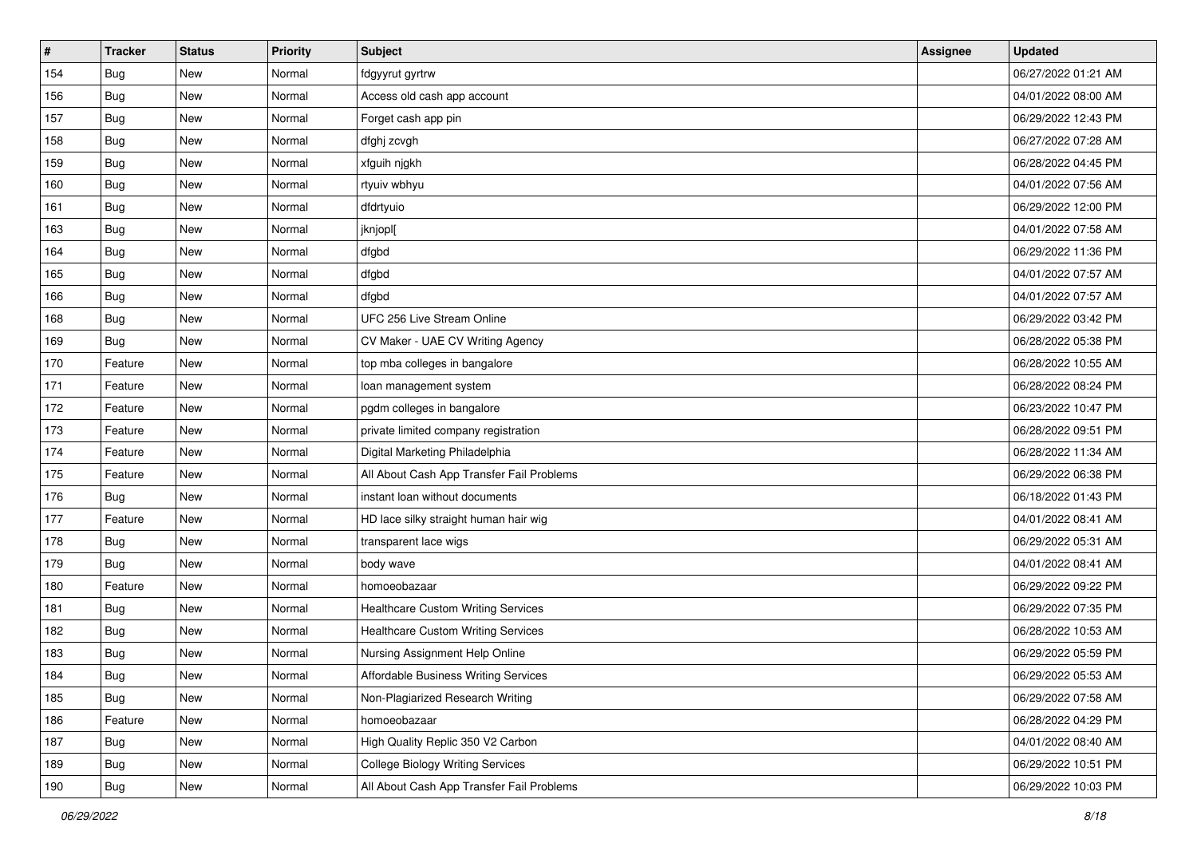| # | Tracker | Status | Priority | Subject | Assignee | Updated |
|---|---|---|---|---|---|---|
| 154 | Bug | New | Normal | fdgyyrut gyrtrw | | 06/27/2022 01:21 AM |
| 156 | Bug | New | Normal | Access old cash app account | | 04/01/2022 08:00 AM |
| 157 | Bug | New | Normal | Forget cash app pin | | 06/29/2022 12:43 PM |
| 158 | Bug | New | Normal | dfghj zcvgh | | 06/27/2022 07:28 AM |
| 159 | Bug | New | Normal | xfguih njgkh | | 06/28/2022 04:45 PM |
| 160 | Bug | New | Normal | rtyuiv wbhyu | | 04/01/2022 07:56 AM |
| 161 | Bug | New | Normal | dfdrtyuio | | 06/29/2022 12:00 PM |
| 163 | Bug | New | Normal | jknjopl[ | | 04/01/2022 07:58 AM |
| 164 | Bug | New | Normal | dfgbd | | 06/29/2022 11:36 PM |
| 165 | Bug | New | Normal | dfgbd | | 04/01/2022 07:57 AM |
| 166 | Bug | New | Normal | dfgbd | | 04/01/2022 07:57 AM |
| 168 | Bug | New | Normal | UFC 256 Live Stream Online | | 06/29/2022 03:42 PM |
| 169 | Bug | New | Normal | CV Maker - UAE CV Writing Agency | | 06/28/2022 05:38 PM |
| 170 | Feature | New | Normal | top mba colleges in bangalore | | 06/28/2022 10:55 AM |
| 171 | Feature | New | Normal | loan management system | | 06/28/2022 08:24 PM |
| 172 | Feature | New | Normal | pgdm colleges in bangalore | | 06/23/2022 10:47 PM |
| 173 | Feature | New | Normal | private limited company registration | | 06/28/2022 09:51 PM |
| 174 | Feature | New | Normal | Digital Marketing Philadelphia | | 06/28/2022 11:34 AM |
| 175 | Feature | New | Normal | All About Cash App Transfer Fail Problems | | 06/29/2022 06:38 PM |
| 176 | Bug | New | Normal | instant loan without documents | | 06/18/2022 01:43 PM |
| 177 | Feature | New | Normal | HD lace silky straight human hair wig | | 04/01/2022 08:41 AM |
| 178 | Bug | New | Normal | transparent lace wigs | | 06/29/2022 05:31 AM |
| 179 | Bug | New | Normal | body wave | | 04/01/2022 08:41 AM |
| 180 | Feature | New | Normal | homoeobazaar | | 06/29/2022 09:22 PM |
| 181 | Bug | New | Normal | Healthcare Custom Writing Services | | 06/29/2022 07:35 PM |
| 182 | Bug | New | Normal | Healthcare Custom Writing Services | | 06/28/2022 10:53 AM |
| 183 | Bug | New | Normal | Nursing Assignment Help Online | | 06/29/2022 05:59 PM |
| 184 | Bug | New | Normal | Affordable Business Writing Services | | 06/29/2022 05:53 AM |
| 185 | Bug | New | Normal | Non-Plagiarized Research Writing | | 06/29/2022 07:58 AM |
| 186 | Feature | New | Normal | homoeobazaar | | 06/28/2022 04:29 PM |
| 187 | Bug | New | Normal | High Quality Replic 350 V2 Carbon | | 04/01/2022 08:40 AM |
| 189 | Bug | New | Normal | College Biology Writing Services | | 06/29/2022 10:51 PM |
| 190 | Bug | New | Normal | All About Cash App Transfer Fail Problems | | 06/29/2022 10:03 PM |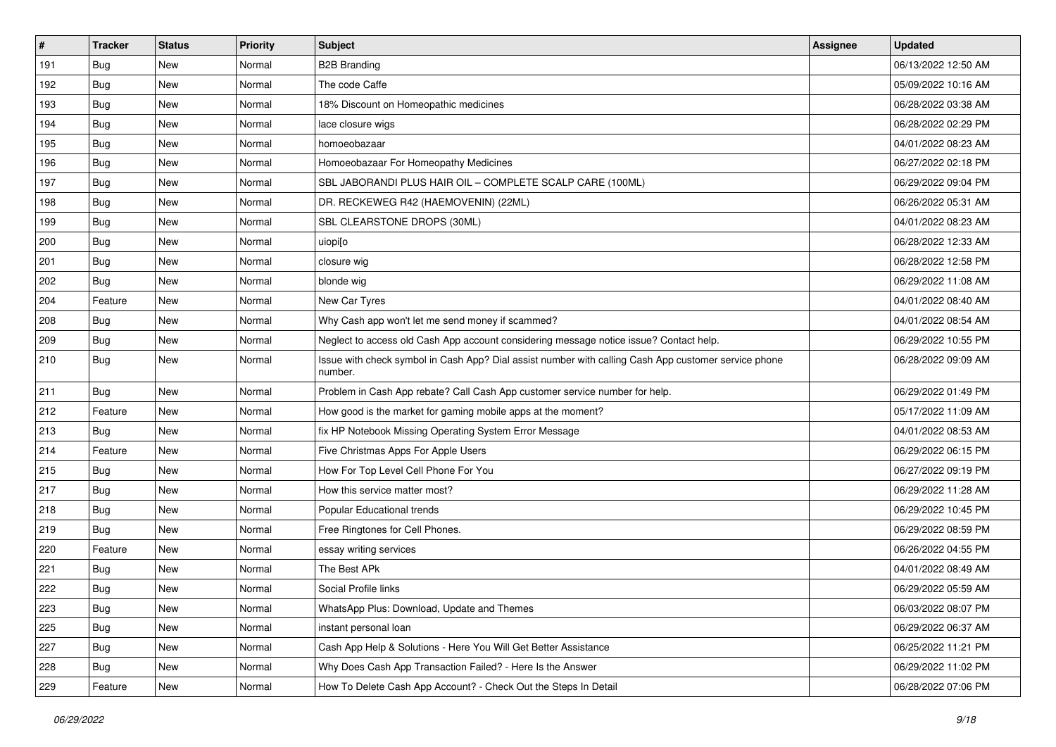| # | Tracker | Status | Priority | Subject | Assignee | Updated |
|---|---|---|---|---|---|---|
| 191 | Bug | New | Normal | B2B Branding | | 06/13/2022 12:50 AM |
| 192 | Bug | New | Normal | The code Caffe | | 05/09/2022 10:16 AM |
| 193 | Bug | New | Normal | 18% Discount on Homeopathic medicines | | 06/28/2022 03:38 AM |
| 194 | Bug | New | Normal | lace closure wigs | | 06/28/2022 02:29 PM |
| 195 | Bug | New | Normal | homoeobazaar | | 04/01/2022 08:23 AM |
| 196 | Bug | New | Normal | Homoeobazaar For Homeopathy Medicines | | 06/27/2022 02:18 PM |
| 197 | Bug | New | Normal | SBL JABORANDI PLUS HAIR OIL – COMPLETE SCALP CARE (100ML) | | 06/29/2022 09:04 PM |
| 198 | Bug | New | Normal | DR. RECKEWEG R42 (HAEMOVENIN) (22ML) | | 06/26/2022 05:31 AM |
| 199 | Bug | New | Normal | SBL CLEARSTONE DROPS (30ML) | | 04/01/2022 08:23 AM |
| 200 | Bug | New | Normal | uiopi[o | | 06/28/2022 12:33 AM |
| 201 | Bug | New | Normal | closure wig | | 06/28/2022 12:58 PM |
| 202 | Bug | New | Normal | blonde wig | | 06/29/2022 11:08 AM |
| 204 | Feature | New | Normal | New Car Tyres | | 04/01/2022 08:40 AM |
| 208 | Bug | New | Normal | Why Cash app won't let me send money if scammed? | | 04/01/2022 08:54 AM |
| 209 | Bug | New | Normal | Neglect to access old Cash App account considering message notice issue? Contact help. | | 06/29/2022 10:55 PM |
| 210 | Bug | New | Normal | Issue with check symbol in Cash App? Dial assist number with calling Cash App customer service phone number. | | 06/28/2022 09:09 AM |
| 211 | Bug | New | Normal | Problem in Cash App rebate? Call Cash App customer service number for help. | | 06/29/2022 01:49 PM |
| 212 | Feature | New | Normal | How good is the market for gaming mobile apps at the moment? | | 05/17/2022 11:09 AM |
| 213 | Bug | New | Normal | fix HP Notebook Missing Operating System Error Message | | 04/01/2022 08:53 AM |
| 214 | Feature | New | Normal | Five Christmas Apps For Apple Users | | 06/29/2022 06:15 PM |
| 215 | Bug | New | Normal | How For Top Level Cell Phone For You | | 06/27/2022 09:19 PM |
| 217 | Bug | New | Normal | How this service matter most? | | 06/29/2022 11:28 AM |
| 218 | Bug | New | Normal | Popular Educational trends | | 06/29/2022 10:45 PM |
| 219 | Bug | New | Normal | Free Ringtones for Cell Phones. | | 06/29/2022 08:59 PM |
| 220 | Feature | New | Normal | essay writing services | | 06/26/2022 04:55 PM |
| 221 | Bug | New | Normal | The Best APk | | 04/01/2022 08:49 AM |
| 222 | Bug | New | Normal | Social Profile links | | 06/29/2022 05:59 AM |
| 223 | Bug | New | Normal | WhatsApp Plus: Download, Update and Themes | | 06/03/2022 08:07 PM |
| 225 | Bug | New | Normal | instant personal loan | | 06/29/2022 06:37 AM |
| 227 | Bug | New | Normal | Cash App Help & Solutions - Here You Will Get Better Assistance | | 06/25/2022 11:21 PM |
| 228 | Bug | New | Normal | Why Does Cash App Transaction Failed? - Here Is the Answer | | 06/29/2022 11:02 PM |
| 229 | Feature | New | Normal | How To Delete Cash App Account? - Check Out the Steps In Detail | | 06/28/2022 07:06 PM |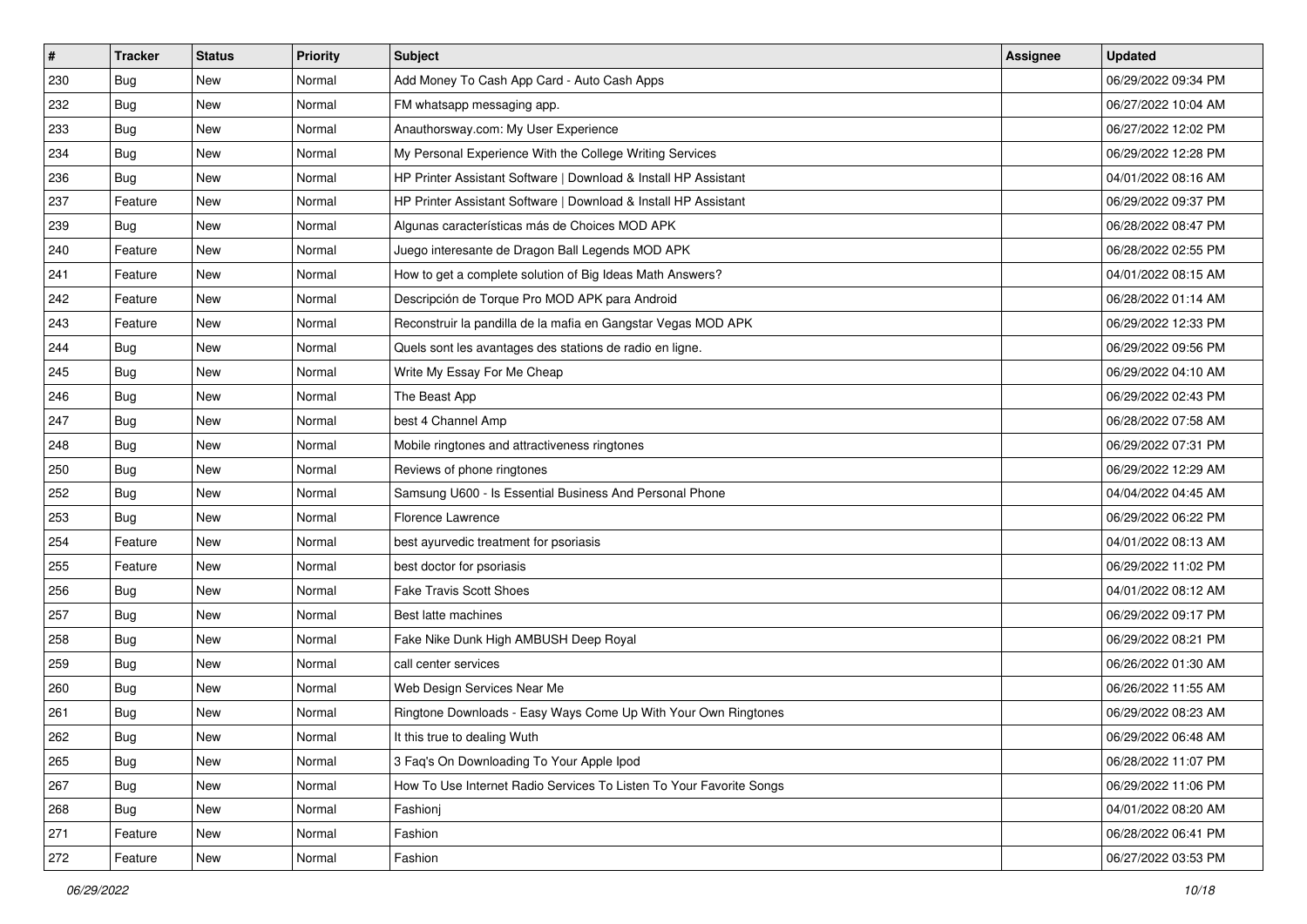| # | Tracker | Status | Priority | Subject | Assignee | Updated |
|---|---|---|---|---|---|---|
| 230 | Bug | New | Normal | Add Money To Cash App Card - Auto Cash Apps | | 06/29/2022 09:34 PM |
| 232 | Bug | New | Normal | FM whatsapp messaging app. | | 06/27/2022 10:04 AM |
| 233 | Bug | New | Normal | Anauthorsway.com: My User Experience | | 06/27/2022 12:02 PM |
| 234 | Bug | New | Normal | My Personal Experience With the College Writing Services | | 06/29/2022 12:28 PM |
| 236 | Bug | New | Normal | HP Printer Assistant Software \| Download & Install HP Assistant | | 04/01/2022 08:16 AM |
| 237 | Feature | New | Normal | HP Printer Assistant Software \| Download & Install HP Assistant | | 06/29/2022 09:37 PM |
| 239 | Bug | New | Normal | Algunas características más de Choices MOD APK | | 06/28/2022 08:47 PM |
| 240 | Feature | New | Normal | Juego interesante de Dragon Ball Legends MOD APK | | 06/28/2022 02:55 PM |
| 241 | Feature | New | Normal | How to get a complete solution of Big Ideas Math Answers? | | 04/01/2022 08:15 AM |
| 242 | Feature | New | Normal | Descripción de Torque Pro MOD APK para Android | | 06/28/2022 01:14 AM |
| 243 | Feature | New | Normal | Reconstruir la pandilla de la mafia en Gangstar Vegas MOD APK | | 06/29/2022 12:33 PM |
| 244 | Bug | New | Normal | Quels sont les avantages des stations de radio en ligne. | | 06/29/2022 09:56 PM |
| 245 | Bug | New | Normal | Write My Essay For Me Cheap | | 06/29/2022 04:10 AM |
| 246 | Bug | New | Normal | The Beast App | | 06/29/2022 02:43 PM |
| 247 | Bug | New | Normal | best 4 Channel Amp | | 06/28/2022 07:58 AM |
| 248 | Bug | New | Normal | Mobile ringtones and attractiveness ringtones | | 06/29/2022 07:31 PM |
| 250 | Bug | New | Normal | Reviews of phone ringtones | | 06/29/2022 12:29 AM |
| 252 | Bug | New | Normal | Samsung U600 - Is Essential Business And Personal Phone | | 04/04/2022 04:45 AM |
| 253 | Bug | New | Normal | Florence Lawrence | | 06/29/2022 06:22 PM |
| 254 | Feature | New | Normal | best ayurvedic treatment for psoriasis | | 04/01/2022 08:13 AM |
| 255 | Feature | New | Normal | best doctor for psoriasis | | 06/29/2022 11:02 PM |
| 256 | Bug | New | Normal | Fake Travis Scott Shoes | | 04/01/2022 08:12 AM |
| 257 | Bug | New | Normal | Best latte machines | | 06/29/2022 09:17 PM |
| 258 | Bug | New | Normal | Fake Nike Dunk High AMBUSH Deep Royal | | 06/29/2022 08:21 PM |
| 259 | Bug | New | Normal | call center services | | 06/26/2022 01:30 AM |
| 260 | Bug | New | Normal | Web Design Services Near Me | | 06/26/2022 11:55 AM |
| 261 | Bug | New | Normal | Ringtone Downloads - Easy Ways Come Up With Your Own Ringtones | | 06/29/2022 08:23 AM |
| 262 | Bug | New | Normal | It this true to dealing Wuth | | 06/29/2022 06:48 AM |
| 265 | Bug | New | Normal | 3 Faq's On Downloading To Your Apple Ipod | | 06/28/2022 11:07 PM |
| 267 | Bug | New | Normal | How To Use Internet Radio Services To Listen To Your Favorite Songs | | 06/29/2022 11:06 PM |
| 268 | Bug | New | Normal | Fashionj | | 04/01/2022 08:20 AM |
| 271 | Feature | New | Normal | Fashion | | 06/28/2022 06:41 PM |
| 272 | Feature | New | Normal | Fashion | | 06/27/2022 03:53 PM |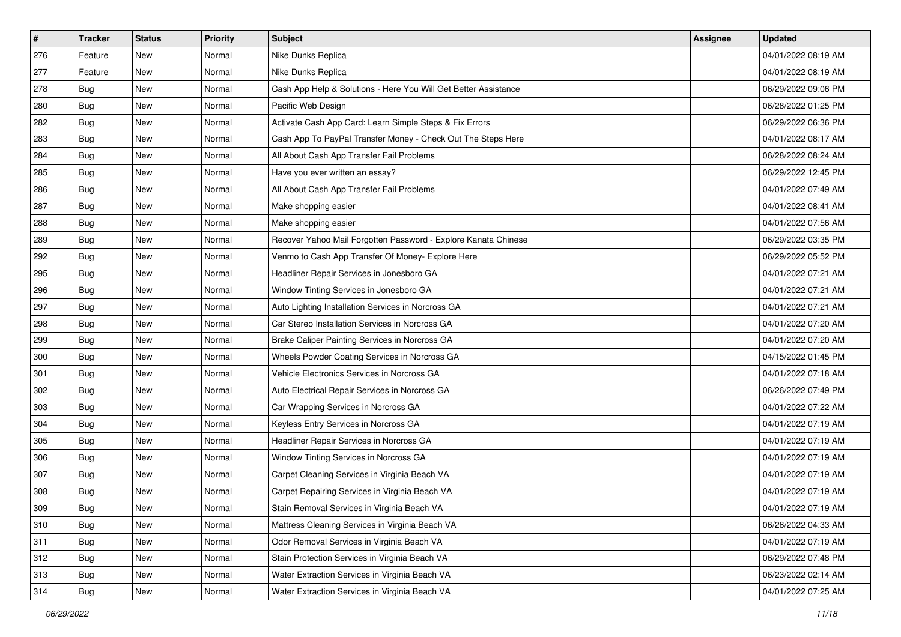| # | Tracker | Status | Priority | Subject | Assignee | Updated |
|---|---|---|---|---|---|---|
| 276 | Feature | New | Normal | Nike Dunks Replica | | 04/01/2022 08:19 AM |
| 277 | Feature | New | Normal | Nike Dunks Replica | | 04/01/2022 08:19 AM |
| 278 | Bug | New | Normal | Cash App Help & Solutions - Here You Will Get Better Assistance | | 06/29/2022 09:06 PM |
| 280 | Bug | New | Normal | Pacific Web Design | | 06/28/2022 01:25 PM |
| 282 | Bug | New | Normal | Activate Cash App Card: Learn Simple Steps & Fix Errors | | 06/29/2022 06:36 PM |
| 283 | Bug | New | Normal | Cash App To PayPal Transfer Money - Check Out The Steps Here | | 04/01/2022 08:17 AM |
| 284 | Bug | New | Normal | All About Cash App Transfer Fail Problems | | 06/28/2022 08:24 AM |
| 285 | Bug | New | Normal | Have you ever written an essay? | | 06/29/2022 12:45 PM |
| 286 | Bug | New | Normal | All About Cash App Transfer Fail Problems | | 04/01/2022 07:49 AM |
| 287 | Bug | New | Normal | Make shopping easier | | 04/01/2022 08:41 AM |
| 288 | Bug | New | Normal | Make shopping easier | | 04/01/2022 07:56 AM |
| 289 | Bug | New | Normal | Recover Yahoo Mail Forgotten Password - Explore Kanata Chinese | | 06/29/2022 03:35 PM |
| 292 | Bug | New | Normal | Venmo to Cash App Transfer Of Money- Explore Here | | 06/29/2022 05:52 PM |
| 295 | Bug | New | Normal | Headliner Repair Services in Jonesboro GA | | 04/01/2022 07:21 AM |
| 296 | Bug | New | Normal | Window Tinting Services in Jonesboro GA | | 04/01/2022 07:21 AM |
| 297 | Bug | New | Normal | Auto Lighting Installation Services in Norcross GA | | 04/01/2022 07:21 AM |
| 298 | Bug | New | Normal | Car Stereo Installation Services in Norcross GA | | 04/01/2022 07:20 AM |
| 299 | Bug | New | Normal | Brake Caliper Painting Services in Norcross GA | | 04/01/2022 07:20 AM |
| 300 | Bug | New | Normal | Wheels Powder Coating Services in Norcross GA | | 04/15/2022 01:45 PM |
| 301 | Bug | New | Normal | Vehicle Electronics Services in Norcross GA | | 04/01/2022 07:18 AM |
| 302 | Bug | New | Normal | Auto Electrical Repair Services in Norcross GA | | 06/26/2022 07:49 PM |
| 303 | Bug | New | Normal | Car Wrapping Services in Norcross GA | | 04/01/2022 07:22 AM |
| 304 | Bug | New | Normal | Keyless Entry Services in Norcross GA | | 04/01/2022 07:19 AM |
| 305 | Bug | New | Normal | Headliner Repair Services in Norcross GA | | 04/01/2022 07:19 AM |
| 306 | Bug | New | Normal | Window Tinting Services in Norcross GA | | 04/01/2022 07:19 AM |
| 307 | Bug | New | Normal | Carpet Cleaning Services in Virginia Beach VA | | 04/01/2022 07:19 AM |
| 308 | Bug | New | Normal | Carpet Repairing Services in Virginia Beach VA | | 04/01/2022 07:19 AM |
| 309 | Bug | New | Normal | Stain Removal Services in Virginia Beach VA | | 04/01/2022 07:19 AM |
| 310 | Bug | New | Normal | Mattress Cleaning Services in Virginia Beach VA | | 06/26/2022 04:33 AM |
| 311 | Bug | New | Normal | Odor Removal Services in Virginia Beach VA | | 04/01/2022 07:19 AM |
| 312 | Bug | New | Normal | Stain Protection Services in Virginia Beach VA | | 06/29/2022 07:48 PM |
| 313 | Bug | New | Normal | Water Extraction Services in Virginia Beach VA | | 06/23/2022 02:14 AM |
| 314 | Bug | New | Normal | Water Extraction Services in Virginia Beach VA | | 04/01/2022 07:25 AM |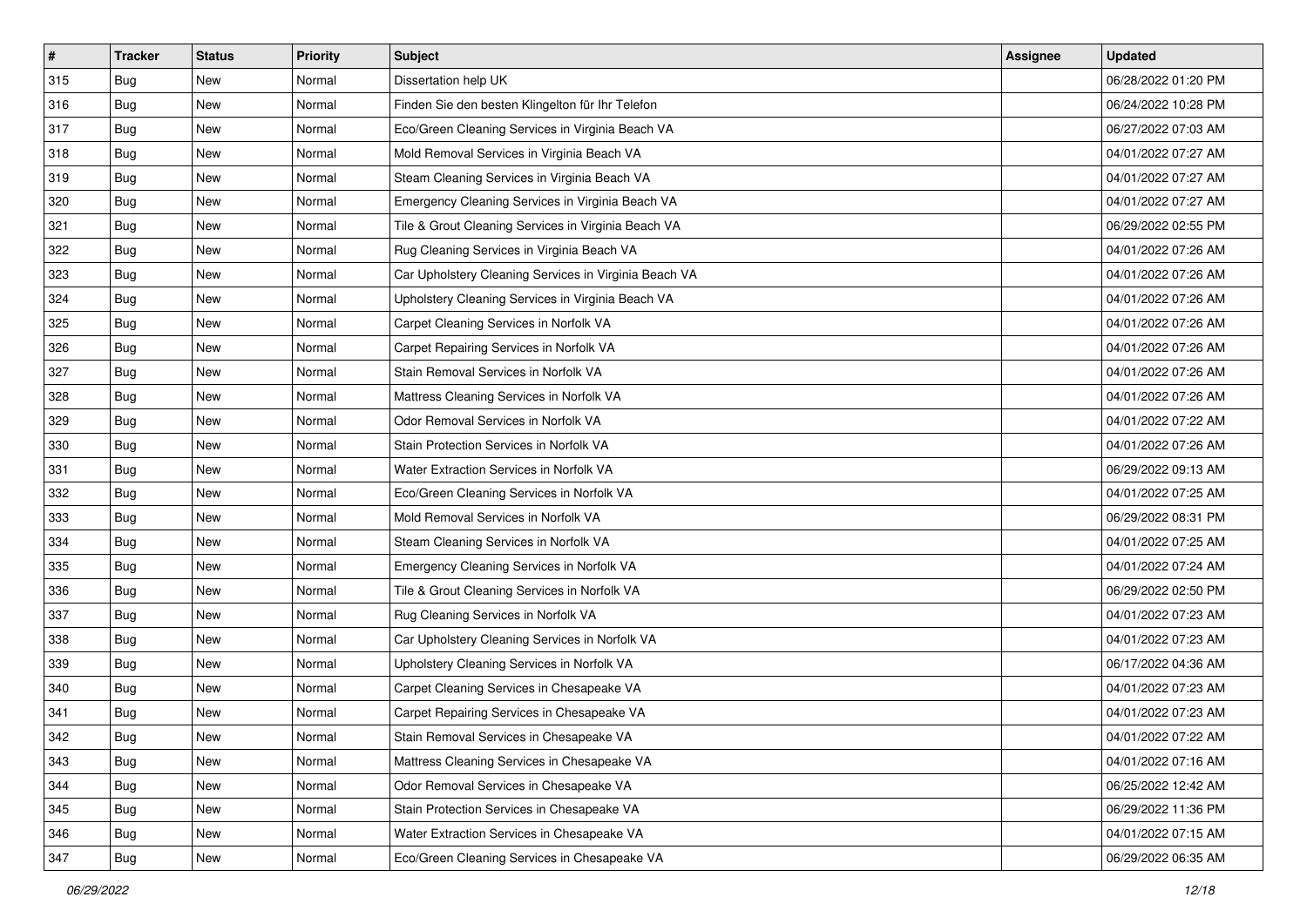| # | Tracker | Status | Priority | Subject | Assignee | Updated |
|---|---|---|---|---|---|---|
| 315 | Bug | New | Normal | Dissertation help UK | | 06/28/2022 01:20 PM |
| 316 | Bug | New | Normal | Finden Sie den besten Klingelton für Ihr Telefon | | 06/24/2022 10:28 PM |
| 317 | Bug | New | Normal | Eco/Green Cleaning Services in Virginia Beach VA | | 06/27/2022 07:03 AM |
| 318 | Bug | New | Normal | Mold Removal Services in Virginia Beach VA | | 04/01/2022 07:27 AM |
| 319 | Bug | New | Normal | Steam Cleaning Services in Virginia Beach VA | | 04/01/2022 07:27 AM |
| 320 | Bug | New | Normal | Emergency Cleaning Services in Virginia Beach VA | | 04/01/2022 07:27 AM |
| 321 | Bug | New | Normal | Tile & Grout Cleaning Services in Virginia Beach VA | | 06/29/2022 02:55 PM |
| 322 | Bug | New | Normal | Rug Cleaning Services in Virginia Beach VA | | 04/01/2022 07:26 AM |
| 323 | Bug | New | Normal | Car Upholstery Cleaning Services in Virginia Beach VA | | 04/01/2022 07:26 AM |
| 324 | Bug | New | Normal | Upholstery Cleaning Services in Virginia Beach VA | | 04/01/2022 07:26 AM |
| 325 | Bug | New | Normal | Carpet Cleaning Services in Norfolk VA | | 04/01/2022 07:26 AM |
| 326 | Bug | New | Normal | Carpet Repairing Services in Norfolk VA | | 04/01/2022 07:26 AM |
| 327 | Bug | New | Normal | Stain Removal Services in Norfolk VA | | 04/01/2022 07:26 AM |
| 328 | Bug | New | Normal | Mattress Cleaning Services in Norfolk VA | | 04/01/2022 07:26 AM |
| 329 | Bug | New | Normal | Odor Removal Services in Norfolk VA | | 04/01/2022 07:22 AM |
| 330 | Bug | New | Normal | Stain Protection Services in Norfolk VA | | 04/01/2022 07:26 AM |
| 331 | Bug | New | Normal | Water Extraction Services in Norfolk VA | | 06/29/2022 09:13 AM |
| 332 | Bug | New | Normal | Eco/Green Cleaning Services in Norfolk VA | | 04/01/2022 07:25 AM |
| 333 | Bug | New | Normal | Mold Removal Services in Norfolk VA | | 06/29/2022 08:31 PM |
| 334 | Bug | New | Normal | Steam Cleaning Services in Norfolk VA | | 04/01/2022 07:25 AM |
| 335 | Bug | New | Normal | Emergency Cleaning Services in Norfolk VA | | 04/01/2022 07:24 AM |
| 336 | Bug | New | Normal | Tile & Grout Cleaning Services in Norfolk VA | | 06/29/2022 02:50 PM |
| 337 | Bug | New | Normal | Rug Cleaning Services in Norfolk VA | | 04/01/2022 07:23 AM |
| 338 | Bug | New | Normal | Car Upholstery Cleaning Services in Norfolk VA | | 04/01/2022 07:23 AM |
| 339 | Bug | New | Normal | Upholstery Cleaning Services in Norfolk VA | | 06/17/2022 04:36 AM |
| 340 | Bug | New | Normal | Carpet Cleaning Services in Chesapeake VA | | 04/01/2022 07:23 AM |
| 341 | Bug | New | Normal | Carpet Repairing Services in Chesapeake VA | | 04/01/2022 07:23 AM |
| 342 | Bug | New | Normal | Stain Removal Services in Chesapeake VA | | 04/01/2022 07:22 AM |
| 343 | Bug | New | Normal | Mattress Cleaning Services in Chesapeake VA | | 04/01/2022 07:16 AM |
| 344 | Bug | New | Normal | Odor Removal Services in Chesapeake VA | | 06/25/2022 12:42 AM |
| 345 | Bug | New | Normal | Stain Protection Services in Chesapeake VA | | 06/29/2022 11:36 PM |
| 346 | Bug | New | Normal | Water Extraction Services in Chesapeake VA | | 04/01/2022 07:15 AM |
| 347 | Bug | New | Normal | Eco/Green Cleaning Services in Chesapeake VA | | 06/29/2022 06:35 AM |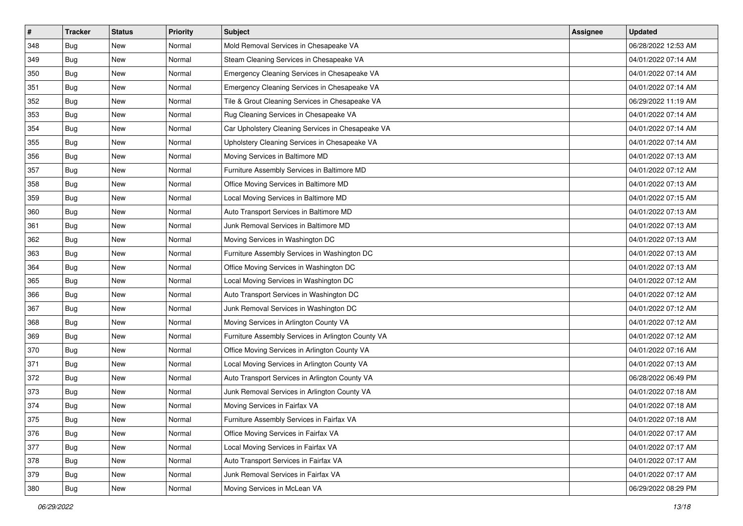| # | Tracker | Status | Priority | Subject | Assignee | Updated |
|---|---|---|---|---|---|---|
| 348 | Bug | New | Normal | Mold Removal Services in Chesapeake VA | | 06/28/2022 12:53 AM |
| 349 | Bug | New | Normal | Steam Cleaning Services in Chesapeake VA | | 04/01/2022 07:14 AM |
| 350 | Bug | New | Normal | Emergency Cleaning Services in Chesapeake VA | | 04/01/2022 07:14 AM |
| 351 | Bug | New | Normal | Emergency Cleaning Services in Chesapeake VA | | 04/01/2022 07:14 AM |
| 352 | Bug | New | Normal | Tile & Grout Cleaning Services in Chesapeake VA | | 06/29/2022 11:19 AM |
| 353 | Bug | New | Normal | Rug Cleaning Services in Chesapeake VA | | 04/01/2022 07:14 AM |
| 354 | Bug | New | Normal | Car Upholstery Cleaning Services in Chesapeake VA | | 04/01/2022 07:14 AM |
| 355 | Bug | New | Normal | Upholstery Cleaning Services in Chesapeake VA | | 04/01/2022 07:14 AM |
| 356 | Bug | New | Normal | Moving Services in Baltimore MD | | 04/01/2022 07:13 AM |
| 357 | Bug | New | Normal | Furniture Assembly Services in Baltimore MD | | 04/01/2022 07:12 AM |
| 358 | Bug | New | Normal | Office Moving Services in Baltimore MD | | 04/01/2022 07:13 AM |
| 359 | Bug | New | Normal | Local Moving Services in Baltimore MD | | 04/01/2022 07:15 AM |
| 360 | Bug | New | Normal | Auto Transport Services in Baltimore MD | | 04/01/2022 07:13 AM |
| 361 | Bug | New | Normal | Junk Removal Services in Baltimore MD | | 04/01/2022 07:13 AM |
| 362 | Bug | New | Normal | Moving Services in Washington DC | | 04/01/2022 07:13 AM |
| 363 | Bug | New | Normal | Furniture Assembly Services in Washington DC | | 04/01/2022 07:13 AM |
| 364 | Bug | New | Normal | Office Moving Services in Washington DC | | 04/01/2022 07:13 AM |
| 365 | Bug | New | Normal | Local Moving Services in Washington DC | | 04/01/2022 07:12 AM |
| 366 | Bug | New | Normal | Auto Transport Services in Washington DC | | 04/01/2022 07:12 AM |
| 367 | Bug | New | Normal | Junk Removal Services in Washington DC | | 04/01/2022 07:12 AM |
| 368 | Bug | New | Normal | Moving Services in Arlington County VA | | 04/01/2022 07:12 AM |
| 369 | Bug | New | Normal | Furniture Assembly Services in Arlington County VA | | 04/01/2022 07:12 AM |
| 370 | Bug | New | Normal | Office Moving Services in Arlington County VA | | 04/01/2022 07:16 AM |
| 371 | Bug | New | Normal | Local Moving Services in Arlington County VA | | 04/01/2022 07:13 AM |
| 372 | Bug | New | Normal | Auto Transport Services in Arlington County VA | | 06/28/2022 06:49 PM |
| 373 | Bug | New | Normal | Junk Removal Services in Arlington County VA | | 04/01/2022 07:18 AM |
| 374 | Bug | New | Normal | Moving Services in Fairfax VA | | 04/01/2022 07:18 AM |
| 375 | Bug | New | Normal | Furniture Assembly Services in Fairfax VA | | 04/01/2022 07:18 AM |
| 376 | Bug | New | Normal | Office Moving Services in Fairfax VA | | 04/01/2022 07:17 AM |
| 377 | Bug | New | Normal | Local Moving Services in Fairfax VA | | 04/01/2022 07:17 AM |
| 378 | Bug | New | Normal | Auto Transport Services in Fairfax VA | | 04/01/2022 07:17 AM |
| 379 | Bug | New | Normal | Junk Removal Services in Fairfax VA | | 04/01/2022 07:17 AM |
| 380 | Bug | New | Normal | Moving Services in McLean VA | | 06/29/2022 08:29 PM |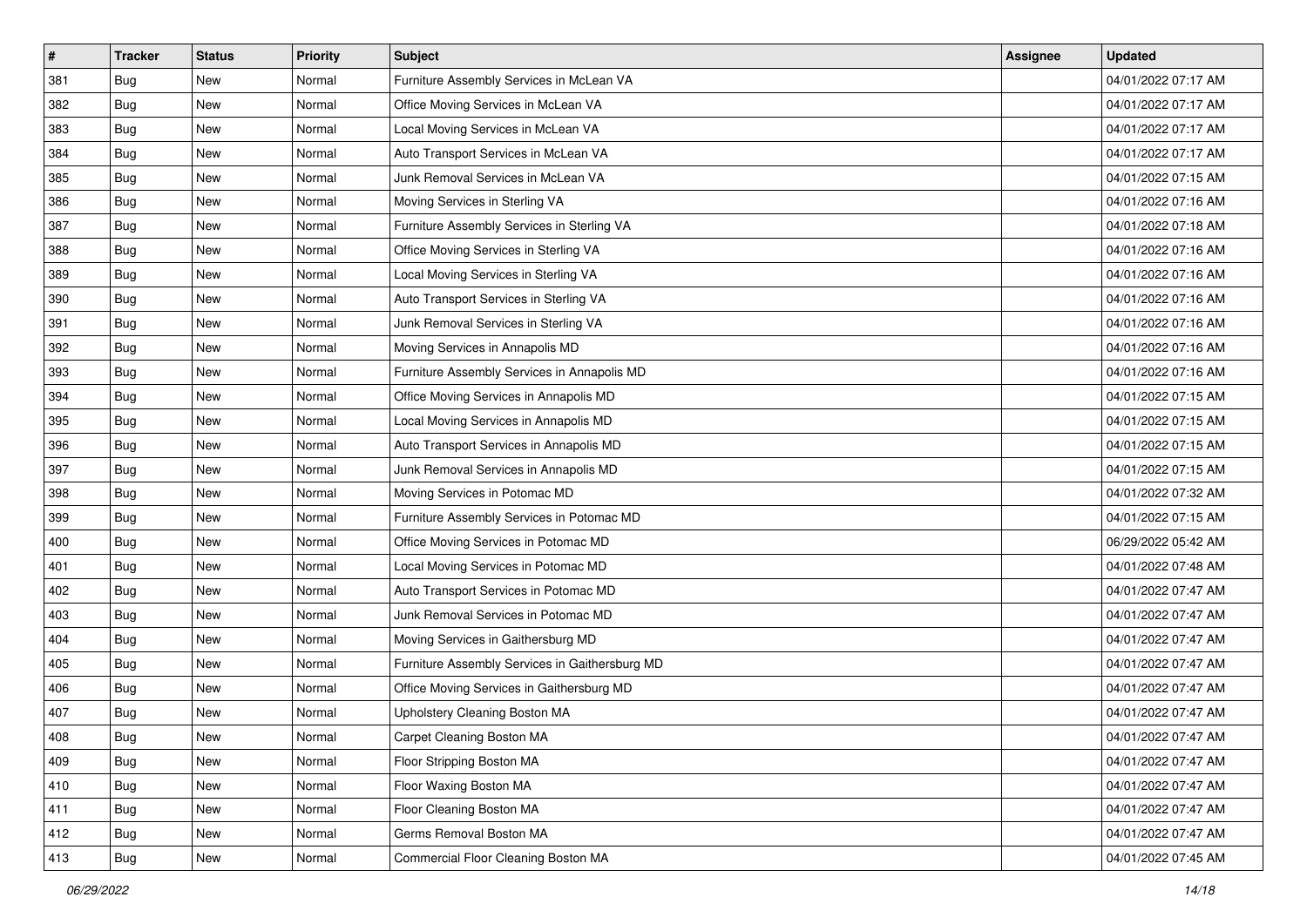| # | Tracker | Status | Priority | Subject | Assignee | Updated |
| --- | --- | --- | --- | --- | --- | --- |
| 381 | Bug | New | Normal | Furniture Assembly Services in McLean VA | | 04/01/2022 07:17 AM |
| 382 | Bug | New | Normal | Office Moving Services in McLean VA | | 04/01/2022 07:17 AM |
| 383 | Bug | New | Normal | Local Moving Services in McLean VA | | 04/01/2022 07:17 AM |
| 384 | Bug | New | Normal | Auto Transport Services in McLean VA | | 04/01/2022 07:17 AM |
| 385 | Bug | New | Normal | Junk Removal Services in McLean VA | | 04/01/2022 07:15 AM |
| 386 | Bug | New | Normal | Moving Services in Sterling VA | | 04/01/2022 07:16 AM |
| 387 | Bug | New | Normal | Furniture Assembly Services in Sterling VA | | 04/01/2022 07:18 AM |
| 388 | Bug | New | Normal | Office Moving Services in Sterling VA | | 04/01/2022 07:16 AM |
| 389 | Bug | New | Normal | Local Moving Services in Sterling VA | | 04/01/2022 07:16 AM |
| 390 | Bug | New | Normal | Auto Transport Services in Sterling VA | | 04/01/2022 07:16 AM |
| 391 | Bug | New | Normal | Junk Removal Services in Sterling VA | | 04/01/2022 07:16 AM |
| 392 | Bug | New | Normal | Moving Services in Annapolis MD | | 04/01/2022 07:16 AM |
| 393 | Bug | New | Normal | Furniture Assembly Services in Annapolis MD | | 04/01/2022 07:16 AM |
| 394 | Bug | New | Normal | Office Moving Services in Annapolis MD | | 04/01/2022 07:15 AM |
| 395 | Bug | New | Normal | Local Moving Services in Annapolis MD | | 04/01/2022 07:15 AM |
| 396 | Bug | New | Normal | Auto Transport Services in Annapolis MD | | 04/01/2022 07:15 AM |
| 397 | Bug | New | Normal | Junk Removal Services in Annapolis MD | | 04/01/2022 07:15 AM |
| 398 | Bug | New | Normal | Moving Services in Potomac MD | | 04/01/2022 07:32 AM |
| 399 | Bug | New | Normal | Furniture Assembly Services in Potomac MD | | 04/01/2022 07:15 AM |
| 400 | Bug | New | Normal | Office Moving Services in Potomac MD | | 06/29/2022 05:42 AM |
| 401 | Bug | New | Normal | Local Moving Services in Potomac MD | | 04/01/2022 07:48 AM |
| 402 | Bug | New | Normal | Auto Transport Services in Potomac MD | | 04/01/2022 07:47 AM |
| 403 | Bug | New | Normal | Junk Removal Services in Potomac MD | | 04/01/2022 07:47 AM |
| 404 | Bug | New | Normal | Moving Services in Gaithersburg MD | | 04/01/2022 07:47 AM |
| 405 | Bug | New | Normal | Furniture Assembly Services in Gaithersburg MD | | 04/01/2022 07:47 AM |
| 406 | Bug | New | Normal | Office Moving Services in Gaithersburg MD | | 04/01/2022 07:47 AM |
| 407 | Bug | New | Normal | Upholstery Cleaning Boston MA | | 04/01/2022 07:47 AM |
| 408 | Bug | New | Normal | Carpet Cleaning Boston MA | | 04/01/2022 07:47 AM |
| 409 | Bug | New | Normal | Floor Stripping Boston MA | | 04/01/2022 07:47 AM |
| 410 | Bug | New | Normal | Floor Waxing Boston MA | | 04/01/2022 07:47 AM |
| 411 | Bug | New | Normal | Floor Cleaning Boston MA | | 04/01/2022 07:47 AM |
| 412 | Bug | New | Normal | Germs Removal Boston MA | | 04/01/2022 07:47 AM |
| 413 | Bug | New | Normal | Commercial Floor Cleaning Boston MA | | 04/01/2022 07:45 AM |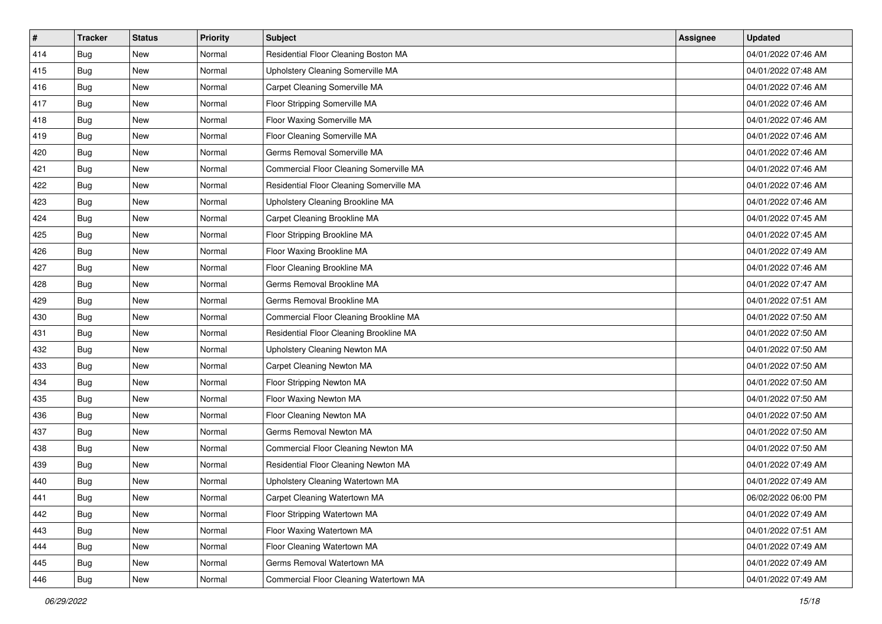| # | Tracker | Status | Priority | Subject | Assignee | Updated |
| --- | --- | --- | --- | --- | --- | --- |
| 414 | Bug | New | Normal | Residential Floor Cleaning Boston MA | | 04/01/2022 07:46 AM |
| 415 | Bug | New | Normal | Upholstery Cleaning Somerville MA | | 04/01/2022 07:48 AM |
| 416 | Bug | New | Normal | Carpet Cleaning Somerville MA | | 04/01/2022 07:46 AM |
| 417 | Bug | New | Normal | Floor Stripping Somerville MA | | 04/01/2022 07:46 AM |
| 418 | Bug | New | Normal | Floor Waxing Somerville MA | | 04/01/2022 07:46 AM |
| 419 | Bug | New | Normal | Floor Cleaning Somerville MA | | 04/01/2022 07:46 AM |
| 420 | Bug | New | Normal | Germs Removal Somerville MA | | 04/01/2022 07:46 AM |
| 421 | Bug | New | Normal | Commercial Floor Cleaning Somerville MA | | 04/01/2022 07:46 AM |
| 422 | Bug | New | Normal | Residential Floor Cleaning Somerville MA | | 04/01/2022 07:46 AM |
| 423 | Bug | New | Normal | Upholstery Cleaning Brookline MA | | 04/01/2022 07:46 AM |
| 424 | Bug | New | Normal | Carpet Cleaning Brookline MA | | 04/01/2022 07:45 AM |
| 425 | Bug | New | Normal | Floor Stripping Brookline MA | | 04/01/2022 07:45 AM |
| 426 | Bug | New | Normal | Floor Waxing Brookline MA | | 04/01/2022 07:49 AM |
| 427 | Bug | New | Normal | Floor Cleaning Brookline MA | | 04/01/2022 07:46 AM |
| 428 | Bug | New | Normal | Germs Removal Brookline MA | | 04/01/2022 07:47 AM |
| 429 | Bug | New | Normal | Germs Removal Brookline MA | | 04/01/2022 07:51 AM |
| 430 | Bug | New | Normal | Commercial Floor Cleaning Brookline MA | | 04/01/2022 07:50 AM |
| 431 | Bug | New | Normal | Residential Floor Cleaning Brookline MA | | 04/01/2022 07:50 AM |
| 432 | Bug | New | Normal | Upholstery Cleaning Newton MA | | 04/01/2022 07:50 AM |
| 433 | Bug | New | Normal | Carpet Cleaning Newton MA | | 04/01/2022 07:50 AM |
| 434 | Bug | New | Normal | Floor Stripping Newton MA | | 04/01/2022 07:50 AM |
| 435 | Bug | New | Normal | Floor Waxing Newton MA | | 04/01/2022 07:50 AM |
| 436 | Bug | New | Normal | Floor Cleaning Newton MA | | 04/01/2022 07:50 AM |
| 437 | Bug | New | Normal | Germs Removal Newton MA | | 04/01/2022 07:50 AM |
| 438 | Bug | New | Normal | Commercial Floor Cleaning Newton MA | | 04/01/2022 07:50 AM |
| 439 | Bug | New | Normal | Residential Floor Cleaning Newton MA | | 04/01/2022 07:49 AM |
| 440 | Bug | New | Normal | Upholstery Cleaning Watertown MA | | 04/01/2022 07:49 AM |
| 441 | Bug | New | Normal | Carpet Cleaning Watertown MA | | 06/02/2022 06:00 PM |
| 442 | Bug | New | Normal | Floor Stripping Watertown MA | | 04/01/2022 07:49 AM |
| 443 | Bug | New | Normal | Floor Waxing Watertown MA | | 04/01/2022 07:51 AM |
| 444 | Bug | New | Normal | Floor Cleaning Watertown MA | | 04/01/2022 07:49 AM |
| 445 | Bug | New | Normal | Germs Removal Watertown MA | | 04/01/2022 07:49 AM |
| 446 | Bug | New | Normal | Commercial Floor Cleaning Watertown MA | | 04/01/2022 07:49 AM |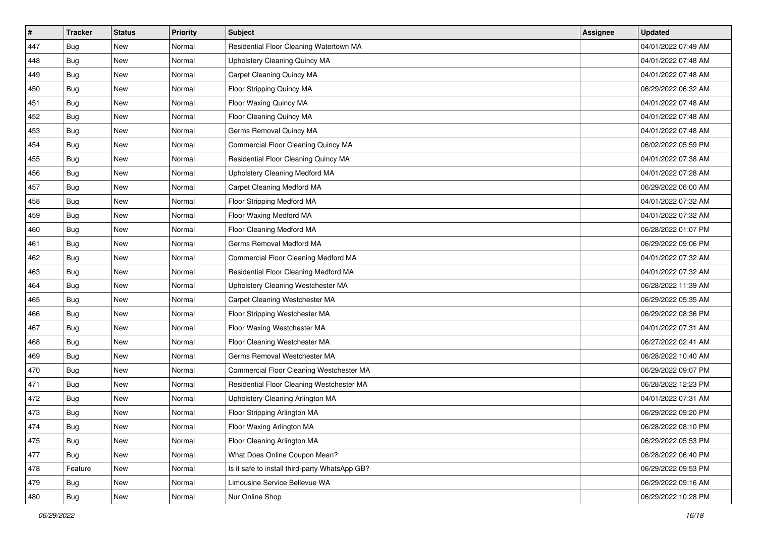| # | Tracker | Status | Priority | Subject | Assignee | Updated |
|---|---|---|---|---|---|---|
| 447 | Bug | New | Normal | Residential Floor Cleaning Watertown MA | | 04/01/2022 07:49 AM |
| 448 | Bug | New | Normal | Upholstery Cleaning Quincy MA | | 04/01/2022 07:48 AM |
| 449 | Bug | New | Normal | Carpet Cleaning Quincy MA | | 04/01/2022 07:48 AM |
| 450 | Bug | New | Normal | Floor Stripping Quincy MA | | 06/29/2022 06:32 AM |
| 451 | Bug | New | Normal | Floor Waxing Quincy MA | | 04/01/2022 07:48 AM |
| 452 | Bug | New | Normal | Floor Cleaning Quincy MA | | 04/01/2022 07:48 AM |
| 453 | Bug | New | Normal | Germs Removal Quincy MA | | 04/01/2022 07:48 AM |
| 454 | Bug | New | Normal | Commercial Floor Cleaning Quincy MA | | 06/02/2022 05:59 PM |
| 455 | Bug | New | Normal | Residential Floor Cleaning Quincy MA | | 04/01/2022 07:38 AM |
| 456 | Bug | New | Normal | Upholstery Cleaning Medford MA | | 04/01/2022 07:28 AM |
| 457 | Bug | New | Normal | Carpet Cleaning Medford MA | | 06/29/2022 06:00 AM |
| 458 | Bug | New | Normal | Floor Stripping Medford MA | | 04/01/2022 07:32 AM |
| 459 | Bug | New | Normal | Floor Waxing Medford MA | | 04/01/2022 07:32 AM |
| 460 | Bug | New | Normal | Floor Cleaning Medford MA | | 06/28/2022 01:07 PM |
| 461 | Bug | New | Normal | Germs Removal Medford MA | | 06/29/2022 09:06 PM |
| 462 | Bug | New | Normal | Commercial Floor Cleaning Medford MA | | 04/01/2022 07:32 AM |
| 463 | Bug | New | Normal | Residential Floor Cleaning Medford MA | | 04/01/2022 07:32 AM |
| 464 | Bug | New | Normal | Upholstery Cleaning Westchester MA | | 06/28/2022 11:39 AM |
| 465 | Bug | New | Normal | Carpet Cleaning Westchester MA | | 06/29/2022 05:35 AM |
| 466 | Bug | New | Normal | Floor Stripping Westchester MA | | 06/29/2022 08:36 PM |
| 467 | Bug | New | Normal | Floor Waxing Westchester MA | | 04/01/2022 07:31 AM |
| 468 | Bug | New | Normal | Floor Cleaning Westchester MA | | 06/27/2022 02:41 AM |
| 469 | Bug | New | Normal | Germs Removal Westchester MA | | 06/28/2022 10:40 AM |
| 470 | Bug | New | Normal | Commercial Floor Cleaning Westchester MA | | 06/29/2022 09:07 PM |
| 471 | Bug | New | Normal | Residential Floor Cleaning Westchester MA | | 06/28/2022 12:23 PM |
| 472 | Bug | New | Normal | Upholstery Cleaning Arlington MA | | 04/01/2022 07:31 AM |
| 473 | Bug | New | Normal | Floor Stripping Arlington MA | | 06/29/2022 09:20 PM |
| 474 | Bug | New | Normal | Floor Waxing Arlington MA | | 06/28/2022 08:10 PM |
| 475 | Bug | New | Normal | Floor Cleaning Arlington MA | | 06/29/2022 05:53 PM |
| 477 | Bug | New | Normal | What Does Online Coupon Mean? | | 06/28/2022 06:40 PM |
| 478 | Feature | New | Normal | Is it safe to install third-party WhatsApp GB? | | 06/29/2022 09:53 PM |
| 479 | Bug | New | Normal | Limousine Service Bellevue WA | | 06/29/2022 09:16 AM |
| 480 | Bug | New | Normal | Nur Online Shop | | 06/29/2022 10:28 PM |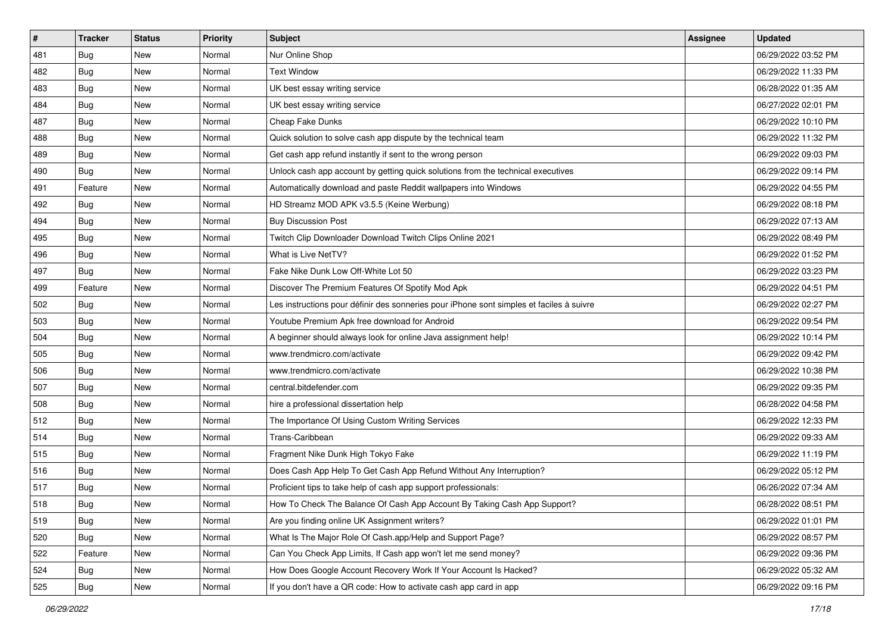| # | Tracker | Status | Priority | Subject | Assignee | Updated |
|---|---|---|---|---|---|---|
| 481 | Bug | New | Normal | Nur Online Shop | | 06/29/2022 03:52 PM |
| 482 | Bug | New | Normal | Text Window | | 06/29/2022 11:33 PM |
| 483 | Bug | New | Normal | UK best essay writing service | | 06/28/2022 01:35 AM |
| 484 | Bug | New | Normal | UK best essay writing service | | 06/27/2022 02:01 PM |
| 487 | Bug | New | Normal | Cheap Fake Dunks | | 06/29/2022 10:10 PM |
| 488 | Bug | New | Normal | Quick solution to solve cash app dispute by the technical team | | 06/29/2022 11:32 PM |
| 489 | Bug | New | Normal | Get cash app refund instantly if sent to the wrong person | | 06/29/2022 09:03 PM |
| 490 | Bug | New | Normal | Unlock cash app account by getting quick solutions from the technical executives | | 06/29/2022 09:14 PM |
| 491 | Feature | New | Normal | Automatically download and paste Reddit wallpapers into Windows | | 06/29/2022 04:55 PM |
| 492 | Bug | New | Normal | HD Streamz MOD APK v3.5.5 (Keine Werbung) | | 06/29/2022 08:18 PM |
| 494 | Bug | New | Normal | Buy Discussion Post | | 06/29/2022 07:13 AM |
| 495 | Bug | New | Normal | Twitch Clip Downloader Download Twitch Clips Online 2021 | | 06/29/2022 08:49 PM |
| 496 | Bug | New | Normal | What is Live NetTV? | | 06/29/2022 01:52 PM |
| 497 | Bug | New | Normal | Fake Nike Dunk Low Off-White Lot 50 | | 06/29/2022 03:23 PM |
| 499 | Feature | New | Normal | Discover The Premium Features Of Spotify Mod Apk | | 06/29/2022 04:51 PM |
| 502 | Bug | New | Normal | Les instructions pour définir des sonneries pour iPhone sont simples et faciles à suivre | | 06/29/2022 02:27 PM |
| 503 | Bug | New | Normal | Youtube Premium Apk free download for Android | | 06/29/2022 09:54 PM |
| 504 | Bug | New | Normal | A beginner should always look for online Java assignment help! | | 06/29/2022 10:14 PM |
| 505 | Bug | New | Normal | www.trendmicro.com/activate | | 06/29/2022 09:42 PM |
| 506 | Bug | New | Normal | www.trendmicro.com/activate | | 06/29/2022 10:38 PM |
| 507 | Bug | New | Normal | central.bitdefender.com | | 06/29/2022 09:35 PM |
| 508 | Bug | New | Normal | hire a professional dissertation help | | 06/28/2022 04:58 PM |
| 512 | Bug | New | Normal | The Importance Of Using Custom Writing Services | | 06/29/2022 12:33 PM |
| 514 | Bug | New | Normal | Trans-Caribbean | | 06/29/2022 09:33 AM |
| 515 | Bug | New | Normal | Fragment Nike Dunk High Tokyo Fake | | 06/29/2022 11:19 PM |
| 516 | Bug | New | Normal | Does Cash App Help To Get Cash App Refund Without Any Interruption? | | 06/29/2022 05:12 PM |
| 517 | Bug | New | Normal | Proficient tips to take help of cash app support professionals: | | 06/26/2022 07:34 AM |
| 518 | Bug | New | Normal | How To Check The Balance Of Cash App Account By Taking Cash App Support? | | 06/28/2022 08:51 PM |
| 519 | Bug | New | Normal | Are you finding online UK Assignment writers? | | 06/29/2022 01:01 PM |
| 520 | Bug | New | Normal | What Is The Major Role Of Cash.app/Help and Support Page? | | 06/29/2022 08:57 PM |
| 522 | Feature | New | Normal | Can You Check App Limits, If Cash app won't let me send money? | | 06/29/2022 09:36 PM |
| 524 | Bug | New | Normal | How Does Google Account Recovery Work If Your Account Is Hacked? | | 06/29/2022 05:32 AM |
| 525 | Bug | New | Normal | If you don't have a QR code: How to activate cash app card in app | | 06/29/2022 09:16 PM |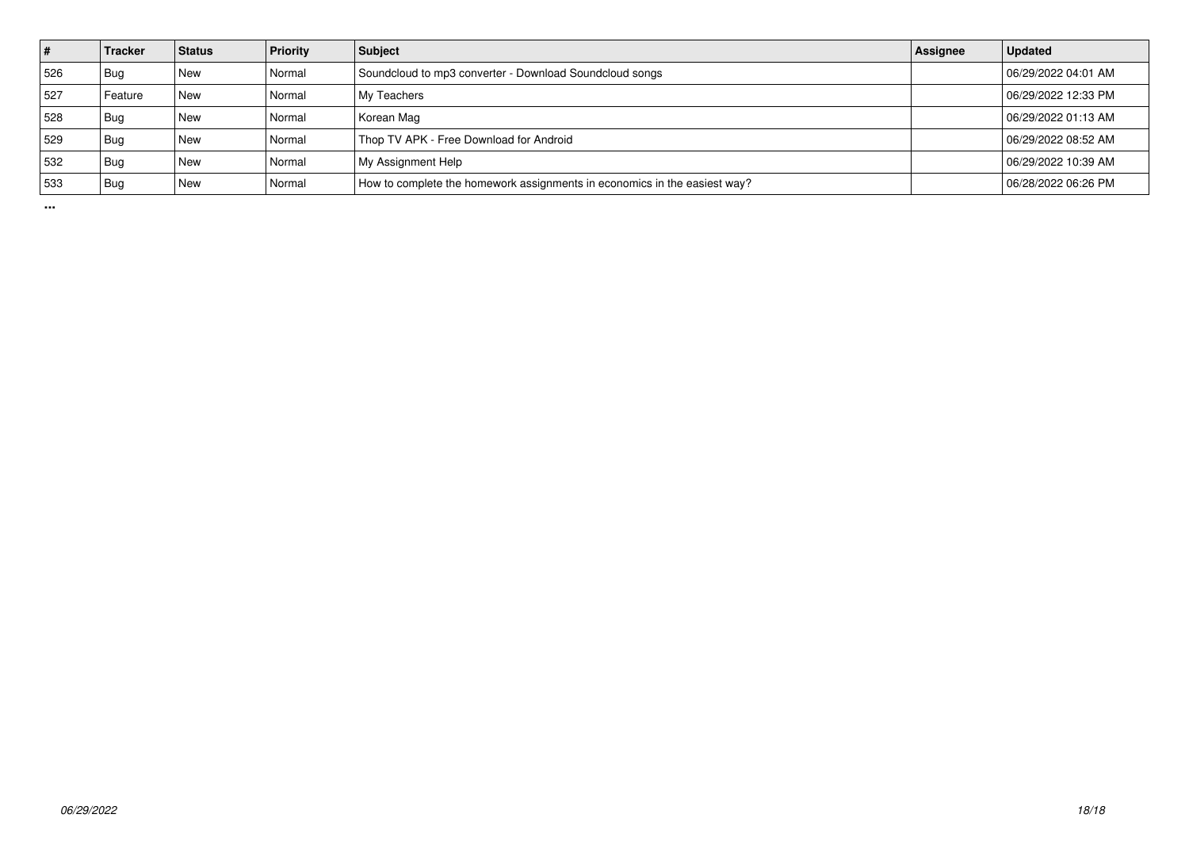| # | Tracker | Status | Priority | Subject | Assignee | Updated |
|---|---|---|---|---|---|---|
| 526 | Bug | New | Normal | Soundcloud to mp3 converter - Download Soundcloud songs | | 06/29/2022 04:01 AM |
| 527 | Feature | New | Normal | My Teachers | | 06/29/2022 12:33 PM |
| 528 | Bug | New | Normal | Korean Mag | | 06/29/2022 01:13 AM |
| 529 | Bug | New | Normal | Thop TV APK - Free Download for Android | | 06/29/2022 08:52 AM |
| 532 | Bug | New | Normal | My Assignment Help | | 06/29/2022 10:39 AM |
| 533 | Bug | New | Normal | How to complete the homework assignments in economics in the easiest way? | | 06/28/2022 06:26 PM |

...